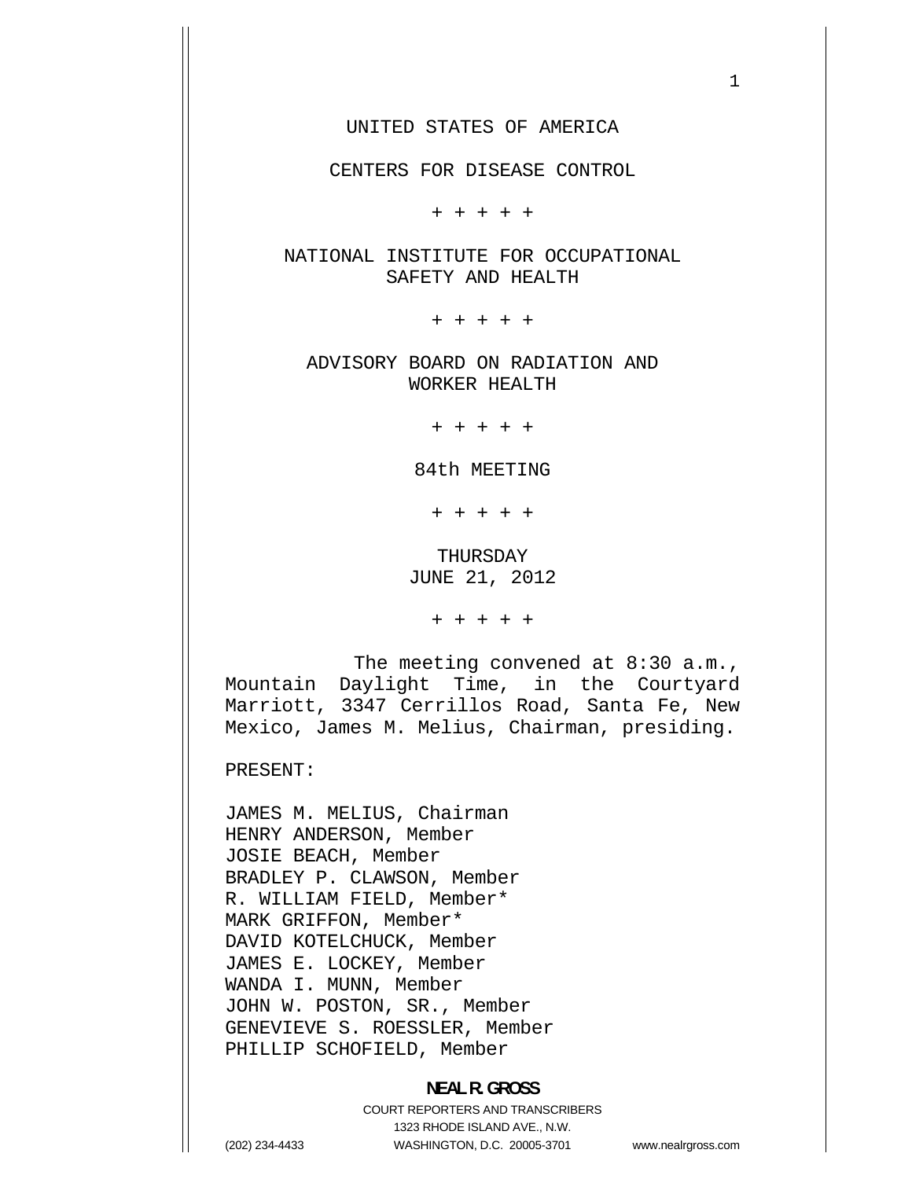UNITED STATES OF AMERICA

CENTERS FOR DISEASE CONTROL

+ + + + +

NATIONAL INSTITUTE FOR OCCUPATIONAL SAFETY AND HEALTH

+ + + + +

ADVISORY BOARD ON RADIATION AND WORKER HEALTH

+ + + + +

84th MEETING

+ + + + +

THURSDAY
JUNE 21, 2012

+ + + + +

The meeting convened at 8:30 a.m., Mountain Daylight Time, in the Courtyard Marriott, 3347 Cerrillos Road, Santa Fe, New Mexico, James M. Melius, Chairman, presiding.

PRESENT:

JAMES M. MELIUS, Chairman
HENRY ANDERSON, Member
JOSIE BEACH, Member
BRADLEY P. CLAWSON, Member
R. WILLIAM FIELD, Member*
MARK GRIFFON, Member*
DAVID KOTELCHUCK, Member
JAMES E. LOCKEY, Member
WANDA I. MUNN, Member
JOHN W. POSTON, SR., Member
GENEVIEVE S. ROESSLER, Member
PHILLIP SCHOFIELD, Member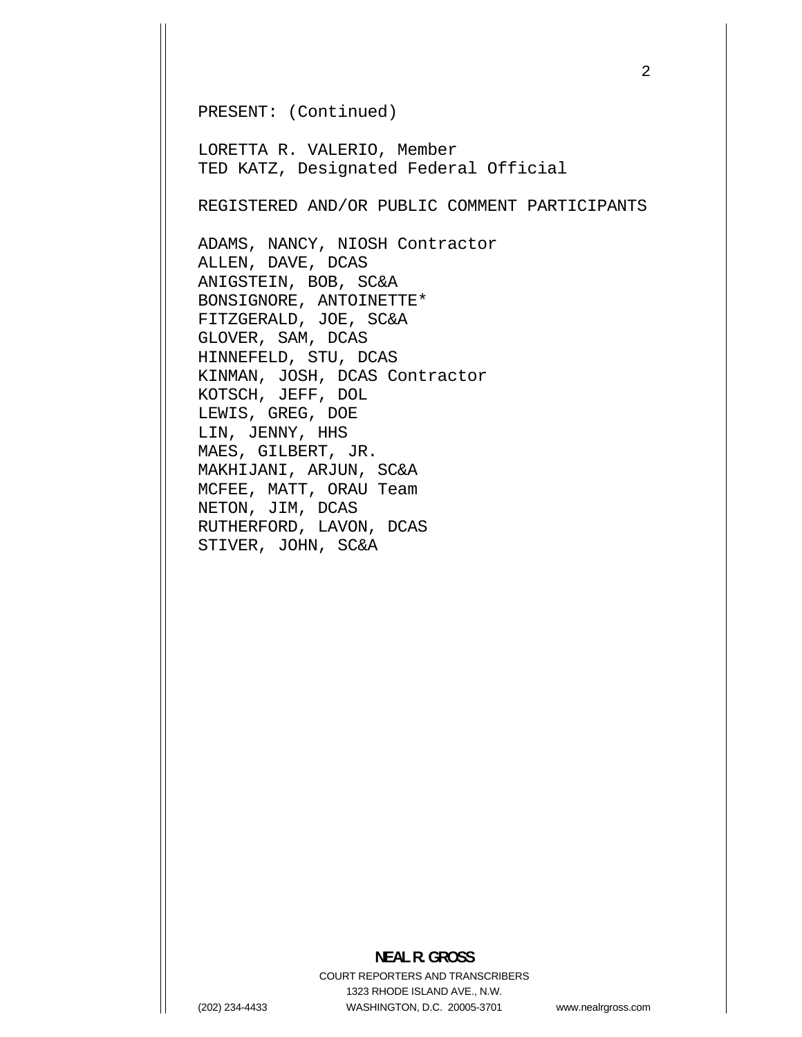PRESENT: (Continued)

LORETTA R. VALERIO, Member
TED KATZ, Designated Federal Official

REGISTERED AND/OR PUBLIC COMMENT PARTICIPANTS

ADAMS, NANCY, NIOSH Contractor
ALLEN, DAVE, DCAS
ANIGSTEIN, BOB, SC&A
BONSIGNORE, ANTOINETTE*
FITZGERALD, JOE, SC&A
GLOVER, SAM, DCAS
HINNEFELD, STU, DCAS
KINMAN, JOSH, DCAS Contractor
KOTSCH, JEFF, DOL
LEWIS, GREG, DOE
LIN, JENNY, HHS
MAES, GILBERT, JR.
MAKHIJANI, ARJUN, SC&A
MCFEE, MATT, ORAU Team
NETON, JIM, DCAS
RUTHERFORD, LAVON, DCAS
STIVER, JOHN, SC&A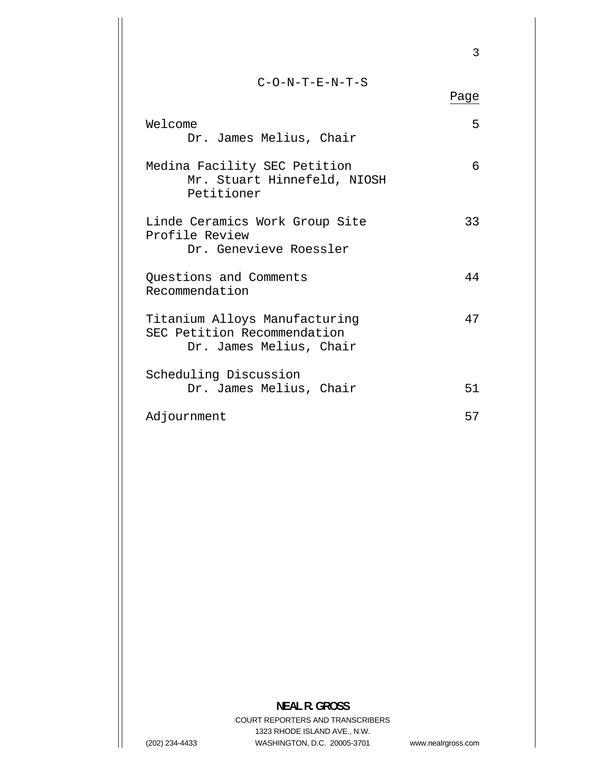# C-O-N-T-E-N-T-S

| | Page |
|---|---|
| Welcome<br>Dr. James Melius, Chair | 5 |
| Medina Facility SEC Petition<br>Mr. Stuart Hinnefeld, NIOSH<br>Petitioner | 6 |
| Linde Ceramics Work Group Site Profile Review<br>Dr. Genevieve Roessler | 33 |
| Questions and Comments<br>Recommendation | 44 |
| Titanium Alloys Manufacturing SEC Petition Recommendation<br>Dr. James Melius, Chair | 47 |
| Scheduling Discussion<br>Dr. James Melius, Chair | 51 |
| Adjournment | 57 |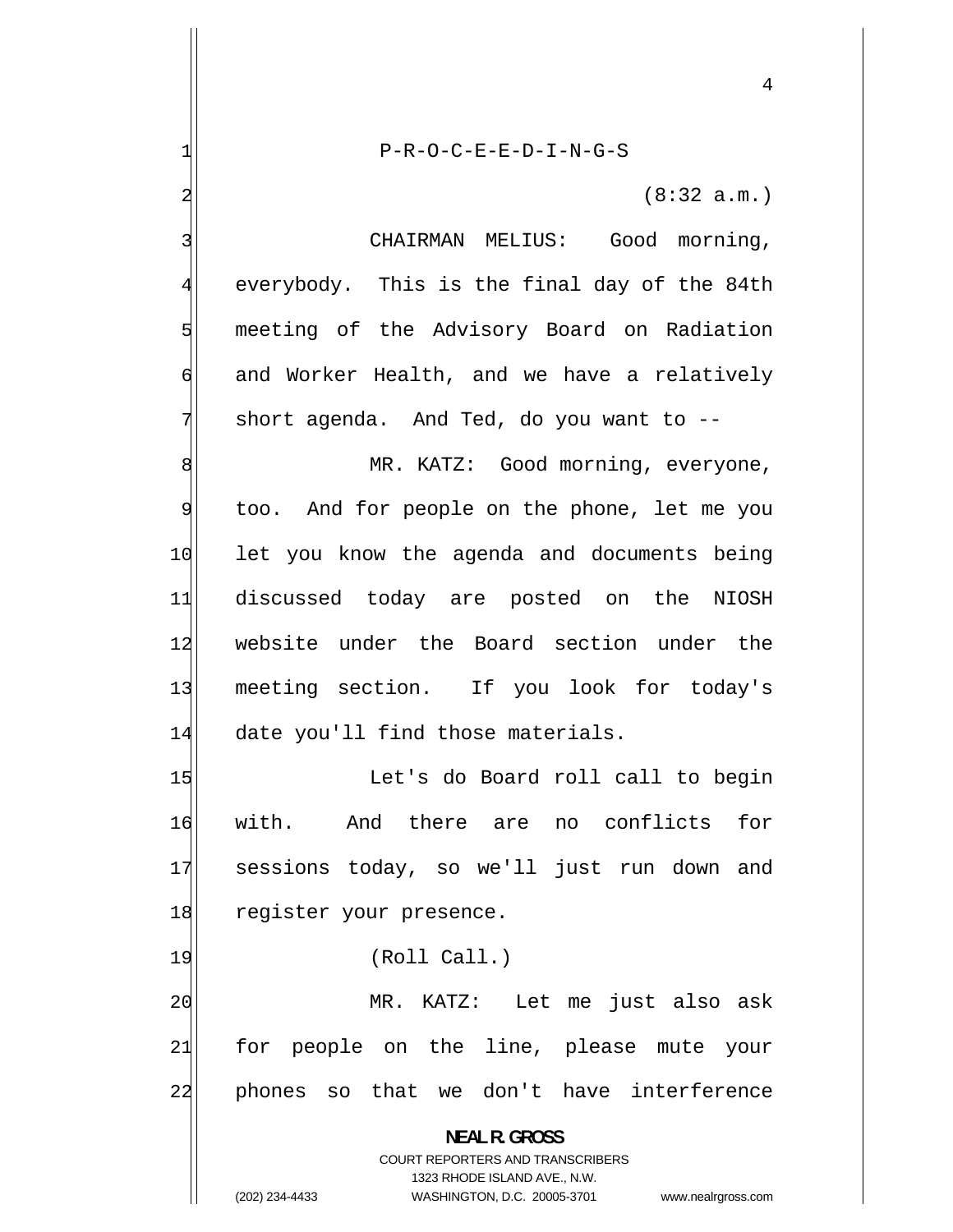P-R-O-C-E-E-D-I-N-G-S

(8:32 a.m.)

CHAIRMAN MELIUS: Good morning, everybody. This is the final day of the 84th meeting of the Advisory Board on Radiation and Worker Health, and we have a relatively short agenda. And Ted, do you want to --

MR. KATZ: Good morning, everyone, too. And for people on the phone, let me you let you know the agenda and documents being discussed today are posted on the NIOSH website under the Board section under the meeting section. If you look for today's date you'll find those materials.

Let's do Board roll call to begin with. And there are no conflicts for sessions today, so we'll just run down and register your presence.

(Roll Call.)

MR. KATZ: Let me just also ask for people on the line, please mute your phones so that we don't have interference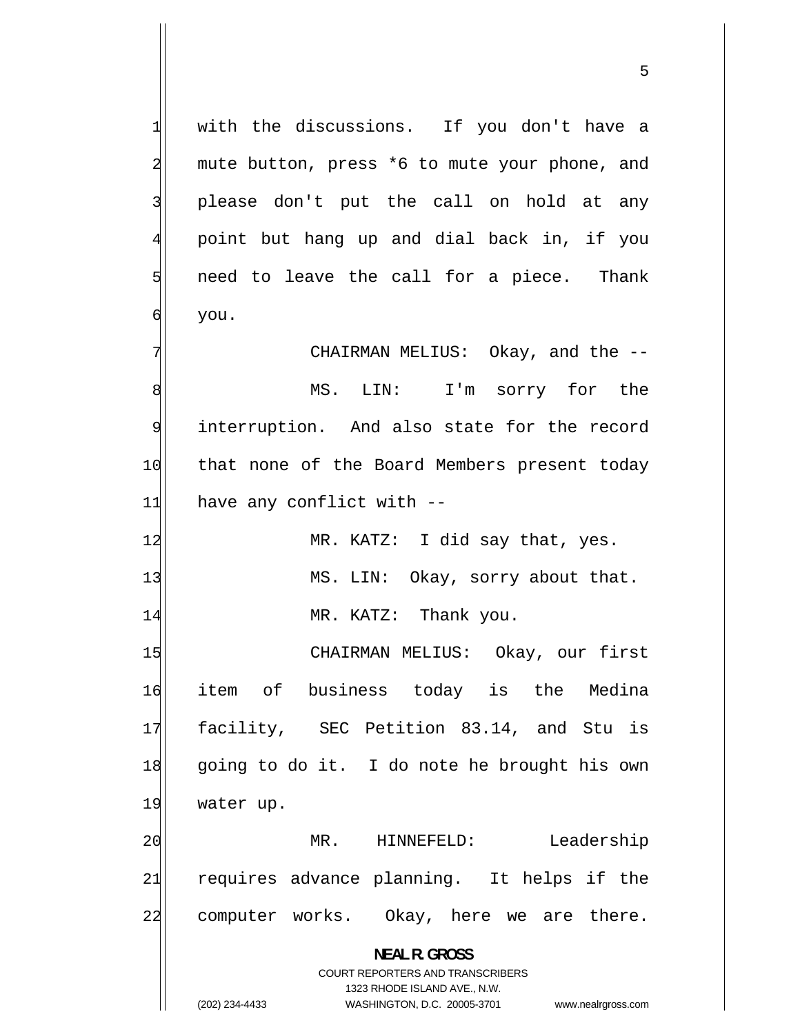with the discussions. If you don't have a mute button, press *6 to mute your phone, and please don't put the call on hold at any point but hang up and dial back in, if you need to leave the call for a piece. Thank you.

CHAIRMAN MELIUS: Okay, and the --

MS. LIN: I'm sorry for the interruption. And also state for the record that none of the Board Members present today have any conflict with --

MR. KATZ: I did say that, yes.

MS. LIN: Okay, sorry about that.

MR. KATZ: Thank you.

CHAIRMAN MELIUS: Okay, our first item of business today is the Medina facility, SEC Petition 83.14, and Stu is going to do it. I do note he brought his own water up.

MR. HINNEFELD: Leadership requires advance planning. It helps if the computer works. Okay, here we are there.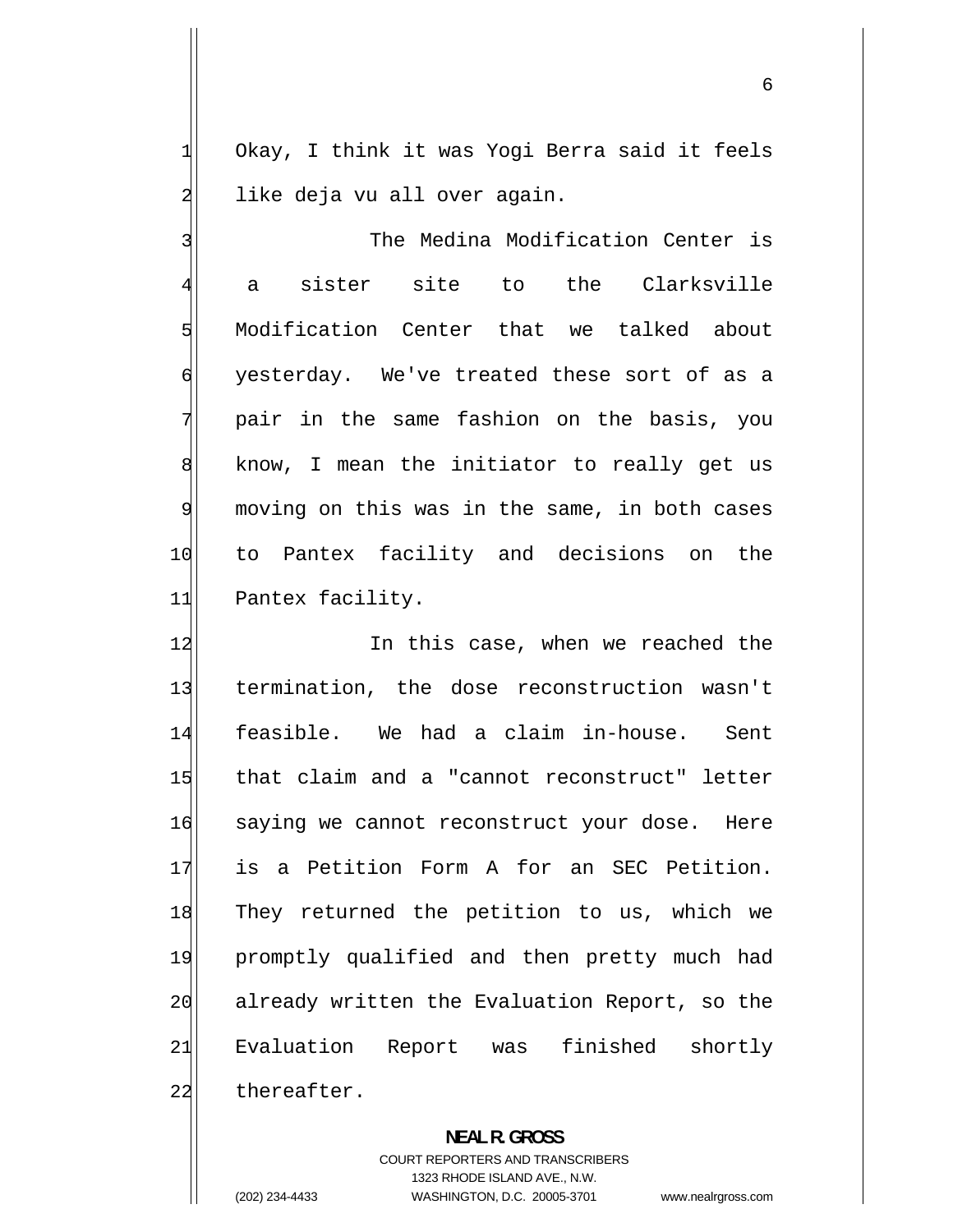Okay, I think it was Yogi Berra said it feels like deja vu all over again.

The Medina Modification Center is a sister site to the Clarksville Modification Center that we talked about yesterday. We've treated these sort of as a pair in the same fashion on the basis, you know, I mean the initiator to really get us moving on this was in the same, in both cases to Pantex facility and decisions on the Pantex facility.

In this case, when we reached the termination, the dose reconstruction wasn't feasible. We had a claim in-house. Sent that claim and a "cannot reconstruct" letter saying we cannot reconstruct your dose. Here is a Petition Form A for an SEC Petition. They returned the petition to us, which we promptly qualified and then pretty much had already written the Evaluation Report, so the Evaluation Report was finished shortly thereafter.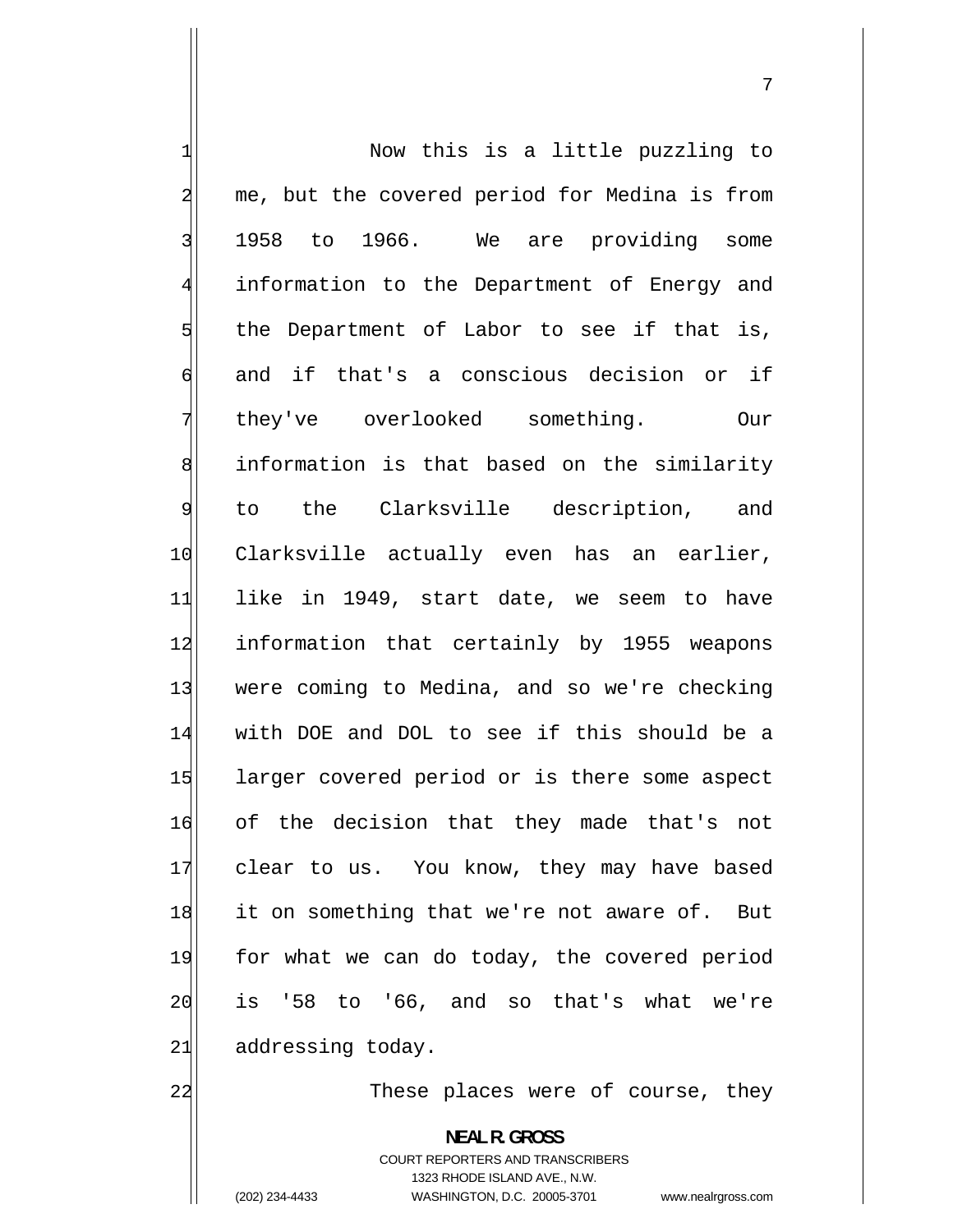Now this is a little puzzling to me, but the covered period for Medina is from 1958 to 1966. We are providing some information to the Department of Energy and the Department of Labor to see if that is, and if that's a conscious decision or if they've overlooked something. Our information is that based on the similarity to the Clarksville description, and Clarksville actually even has an earlier, like in 1949, start date, we seem to have information that certainly by 1955 weapons were coming to Medina, and so we're checking with DOE and DOL to see if this should be a larger covered period or is there some aspect of the decision that they made that's not clear to us. You know, they may have based it on something that we're not aware of. But for what we can do today, the covered period is '58 to '66, and so that's what we're addressing today.

These places were of course, they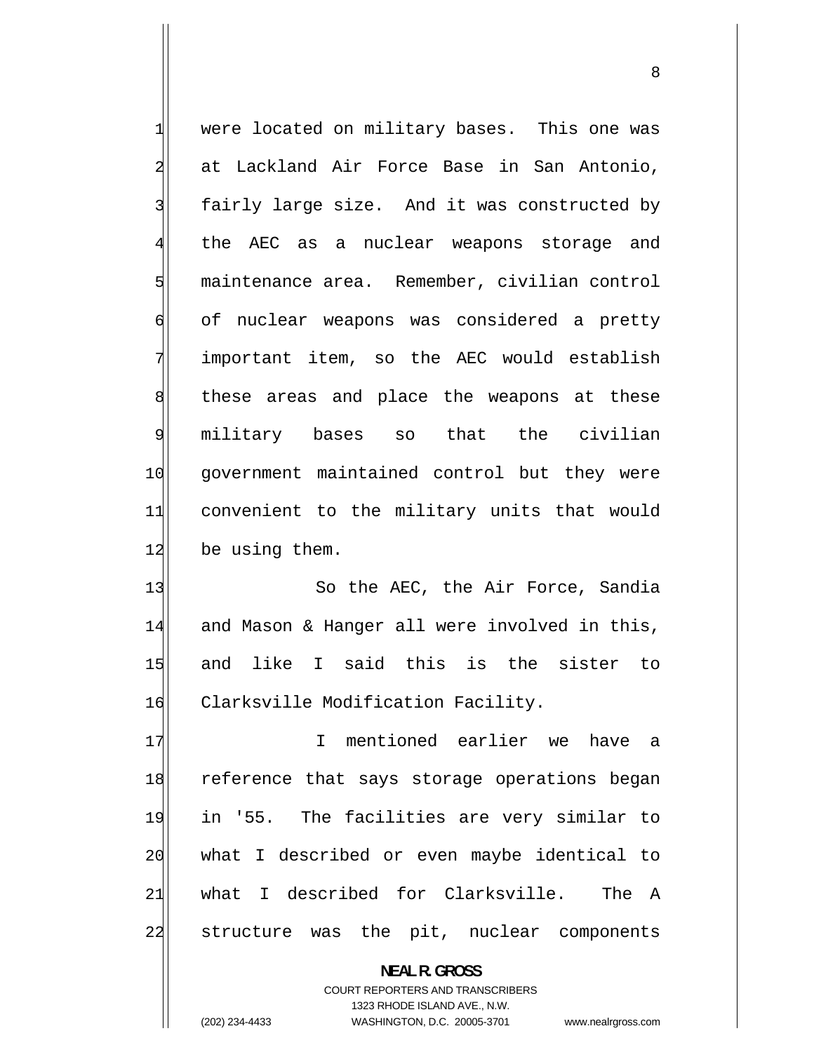were located on military bases. This one was at Lackland Air Force Base in San Antonio, fairly large size. And it was constructed by the AEC as a nuclear weapons storage and maintenance area. Remember, civilian control of nuclear weapons was considered a pretty important item, so the AEC would establish these areas and place the weapons at these military bases so that the civilian government maintained control but they were convenient to the military units that would be using them.

So the AEC, the Air Force, Sandia and Mason & Hanger all were involved in this, and like I said this is the sister to Clarksville Modification Facility.

I mentioned earlier we have a reference that says storage operations began in '55. The facilities are very similar to what I described or even maybe identical to what I described for Clarksville. The A structure was the pit, nuclear components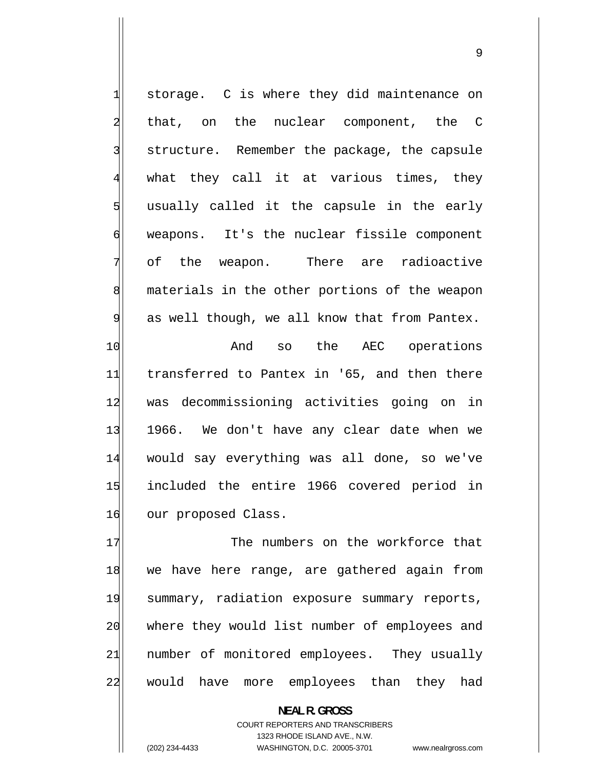storage. C is where they did maintenance on that, on the nuclear component, the C structure. Remember the package, the capsule what they call it at various times, they usually called it the capsule in the early weapons. It's the nuclear fissile component of the weapon. There are radioactive materials in the other portions of the weapon as well though, we all know that from Pantex.

And so the AEC operations transferred to Pantex in '65, and then there was decommissioning activities going on in 1966. We don't have any clear date when we would say everything was all done, so we've included the entire 1966 covered period in our proposed Class.

The numbers on the workforce that we have here range, are gathered again from summary, radiation exposure summary reports, where they would list number of employees and number of monitored employees. They usually would have more employees than they had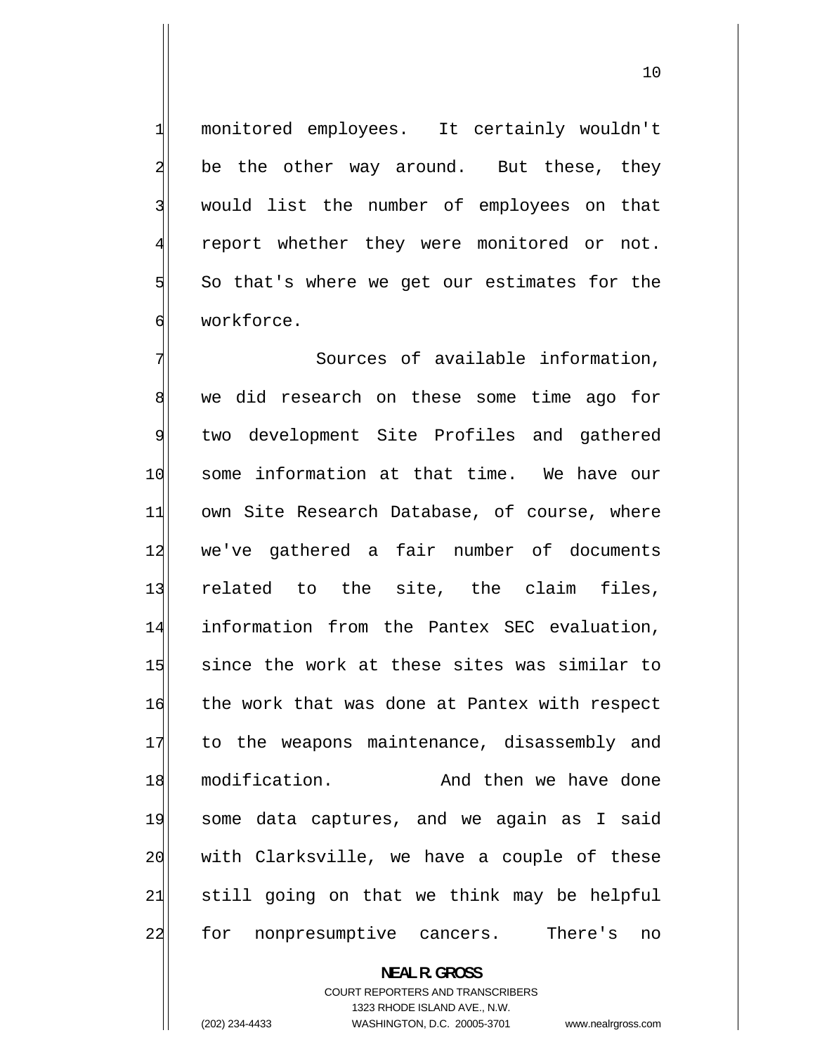monitored employees. It certainly wouldn't be the other way around. But these, they would list the number of employees on that report whether they were monitored or not. So that's where we get our estimates for the workforce.

Sources of available information, we did research on these some time ago for two development Site Profiles and gathered some information at that time. We have our own Site Research Database, of course, where we've gathered a fair number of documents related to the site, the claim files, information from the Pantex SEC evaluation, since the work at these sites was similar to the work that was done at Pantex with respect to the weapons maintenance, disassembly and modification. And then we have done some data captures, and we again as I said with Clarksville, we have a couple of these still going on that we think may be helpful for nonpresumptive cancers. There's no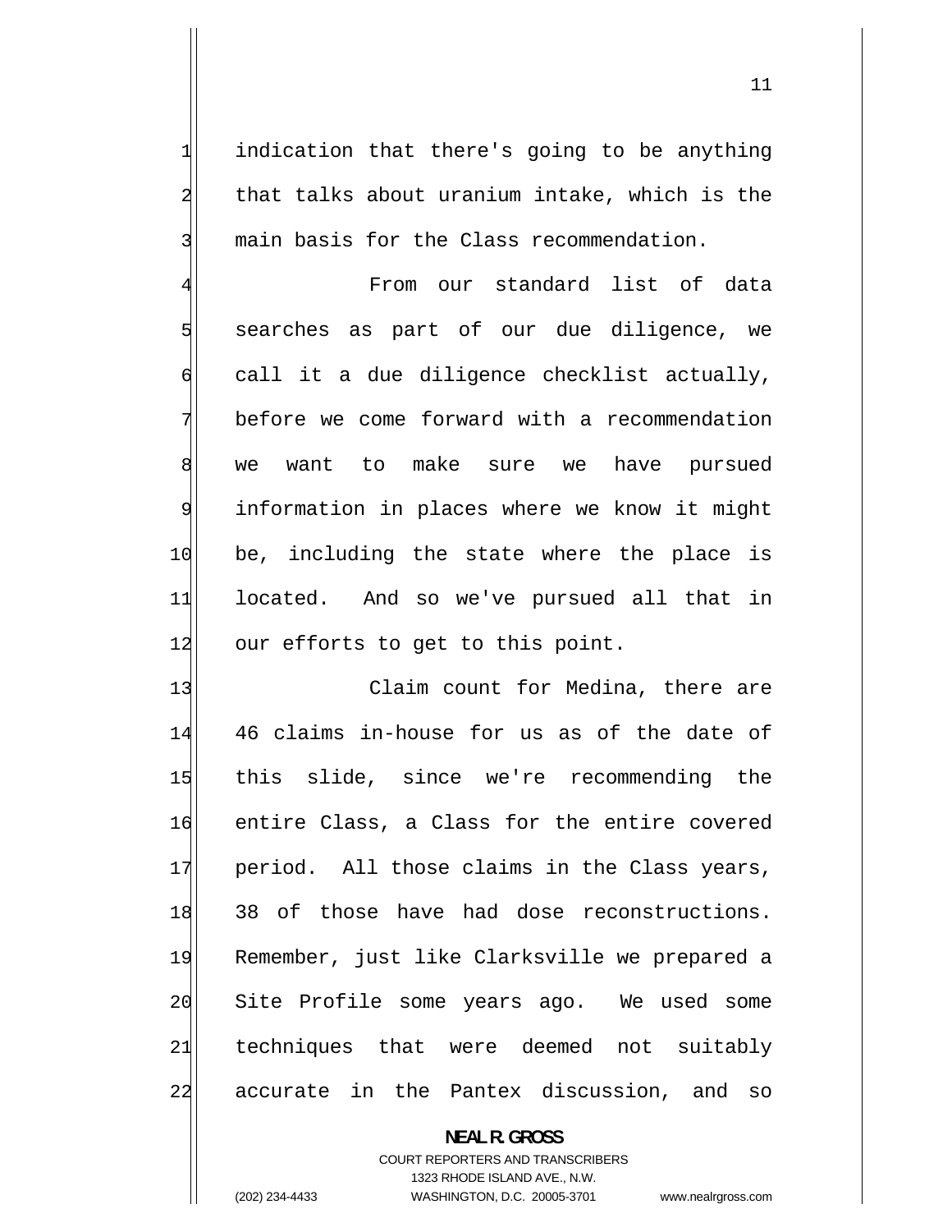indication that there's going to be anything that talks about uranium intake, which is the main basis for the Class recommendation.

From our standard list of data searches as part of our due diligence, we call it a due diligence checklist actually, before we come forward with a recommendation we want to make sure we have pursued information in places where we know it might be, including the state where the place is located. And so we've pursued all that in our efforts to get to this point.

Claim count for Medina, there are 46 claims in-house for us as of the date of this slide, since we're recommending the entire Class, a Class for the entire covered period. All those claims in the Class years, 38 of those have had dose reconstructions. Remember, just like Clarksville we prepared a Site Profile some years ago. We used some techniques that were deemed not suitably accurate in the Pantex discussion, and so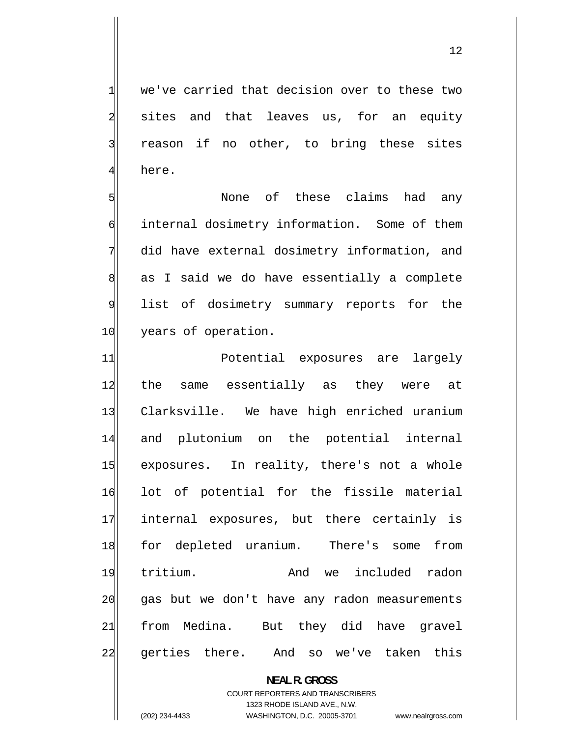we've carried that decision over to these two sites and that leaves us, for an equity reason if no other, to bring these sites here.

None of these claims had any internal dosimetry information. Some of them did have external dosimetry information, and as I said we do have essentially a complete list of dosimetry summary reports for the years of operation.

Potential exposures are largely the same essentially as they were at Clarksville. We have high enriched uranium and plutonium on the potential internal exposures. In reality, there's not a whole lot of potential for the fissile material internal exposures, but there certainly is for depleted uranium. There's some from tritium. And we included radon gas but we don't have any radon measurements from Medina. But they did have gravel gerties there. And so we've taken this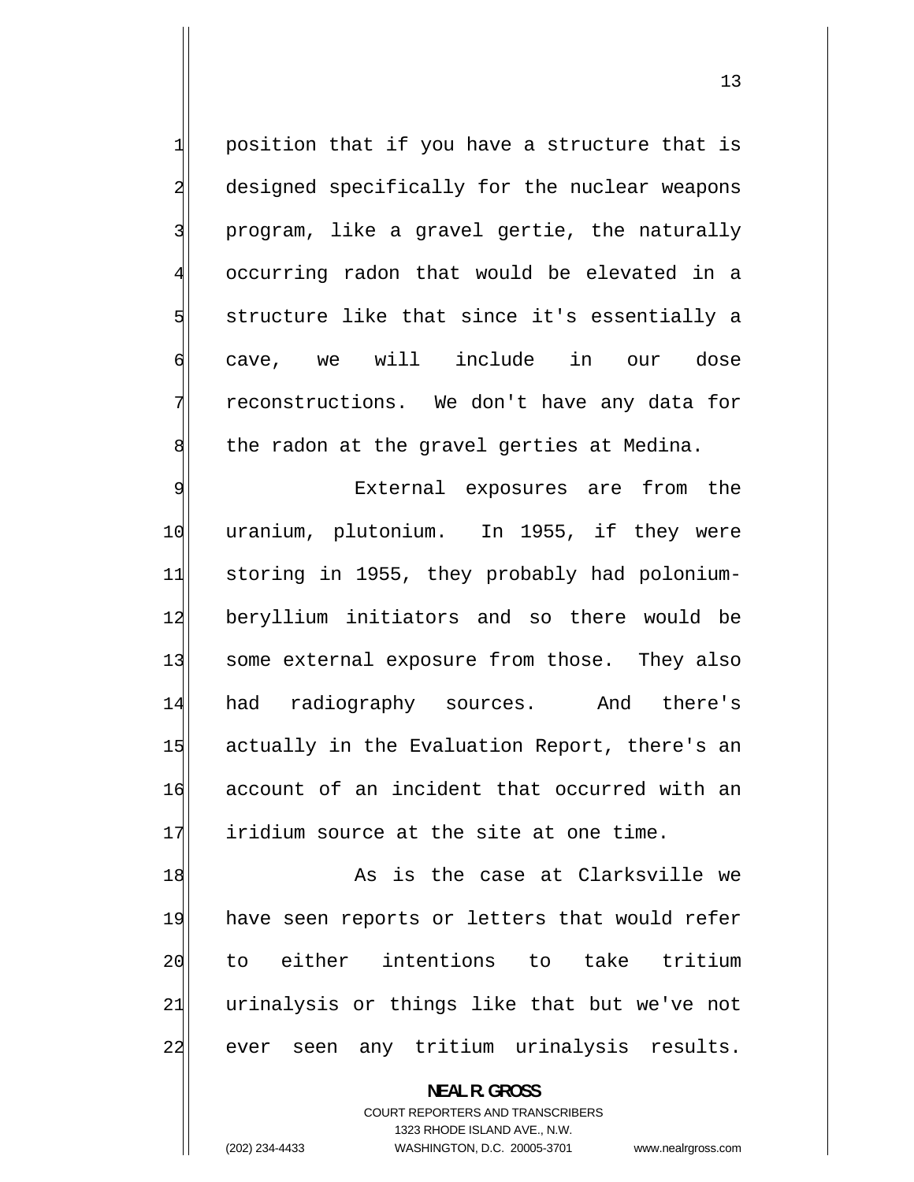position that if you have a structure that is designed specifically for the nuclear weapons program, like a gravel gertie, the naturally occurring radon that would be elevated in a structure like that since it's essentially a cave, we will include in our dose reconstructions. We don't have any data for the radon at the gravel gerties at Medina.

External exposures are from the uranium, plutonium. In 1955, if they were storing in 1955, they probably had polonium-beryllium initiators and so there would be some external exposure from those. They also had radiography sources. And there's actually in the Evaluation Report, there's an account of an incident that occurred with an iridium source at the site at one time.

As is the case at Clarksville we have seen reports or letters that would refer to either intentions to take tritium urinalysis or things like that but we've not ever seen any tritium urinalysis results.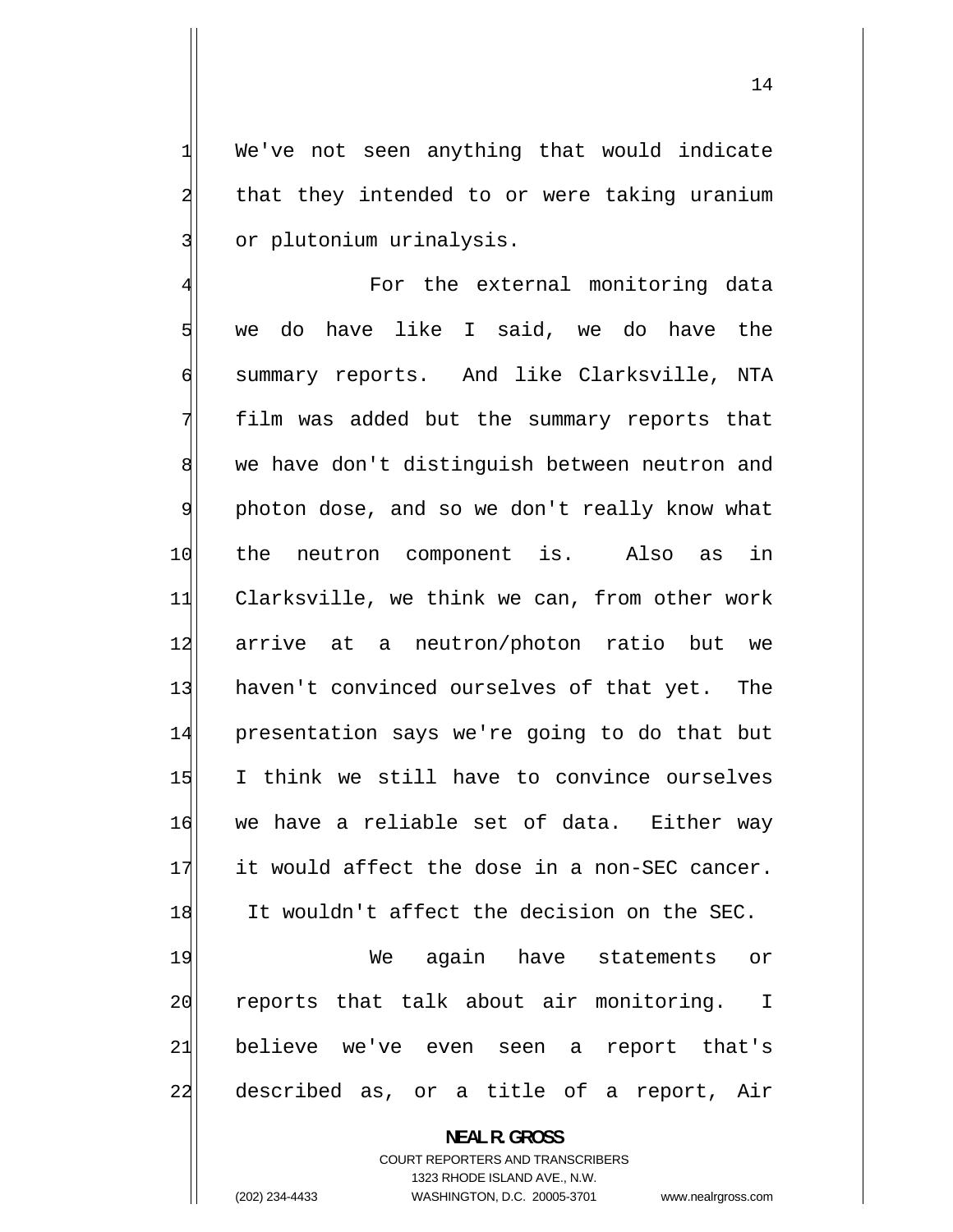We've not seen anything that would indicate that they intended to or were taking uranium or plutonium urinalysis.

For the external monitoring data we do have like I said, we do have the summary reports. And like Clarksville, NTA film was added but the summary reports that we have don't distinguish between neutron and photon dose, and so we don't really know what the neutron component is. Also as in Clarksville, we think we can, from other work arrive at a neutron/photon ratio but we haven't convinced ourselves of that yet. The presentation says we're going to do that but I think we still have to convince ourselves we have a reliable set of data. Either way it would affect the dose in a non-SEC cancer. It wouldn't affect the decision on the SEC.

We again have statements or reports that talk about air monitoring. I believe we've even seen a report that's described as, or a title of a report, Air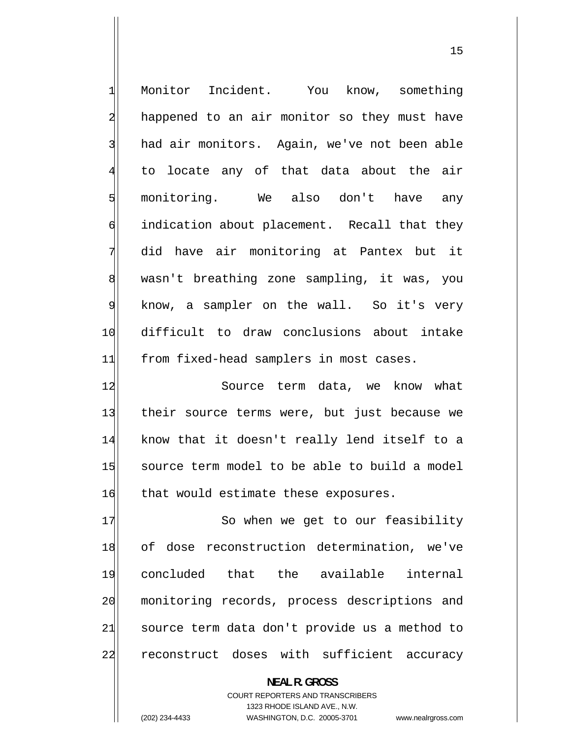Monitor Incident. You know, something happened to an air monitor so they must have had air monitors. Again, we've not been able to locate any of that data about the air monitoring. We also don't have any indication about placement. Recall that they did have air monitoring at Pantex but it wasn't breathing zone sampling, it was, you know, a sampler on the wall. So it's very difficult to draw conclusions about intake from fixed-head samplers in most cases.

Source term data, we know what their source terms were, but just because we know that it doesn't really lend itself to a source term model to be able to build a model that would estimate these exposures.

So when we get to our feasibility of dose reconstruction determination, we've concluded that the available internal monitoring records, process descriptions and source term data don't provide us a method to reconstruct doses with sufficient accuracy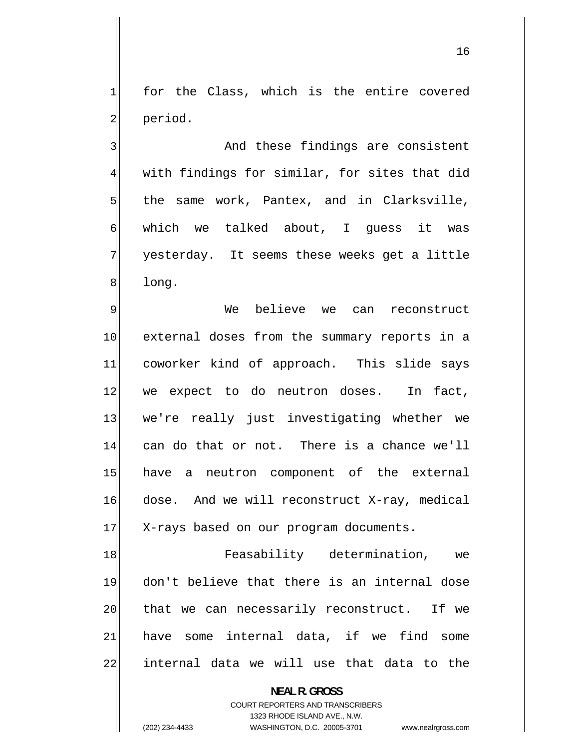for the Class, which is the entire covered period.

And these findings are consistent with findings for similar, for sites that did the same work, Pantex, and in Clarksville, which we talked about, I guess it was yesterday. It seems these weeks get a little long.

We believe we can reconstruct external doses from the summary reports in a coworker kind of approach. This slide says we expect to do neutron doses. In fact, we're really just investigating whether we can do that or not. There is a chance we'll have a neutron component of the external dose. And we will reconstruct X-ray, medical X-rays based on our program documents.

Feasability determination, we don't believe that there is an internal dose that we can necessarily reconstruct. If we have some internal data, if we find some internal data we will use that data to the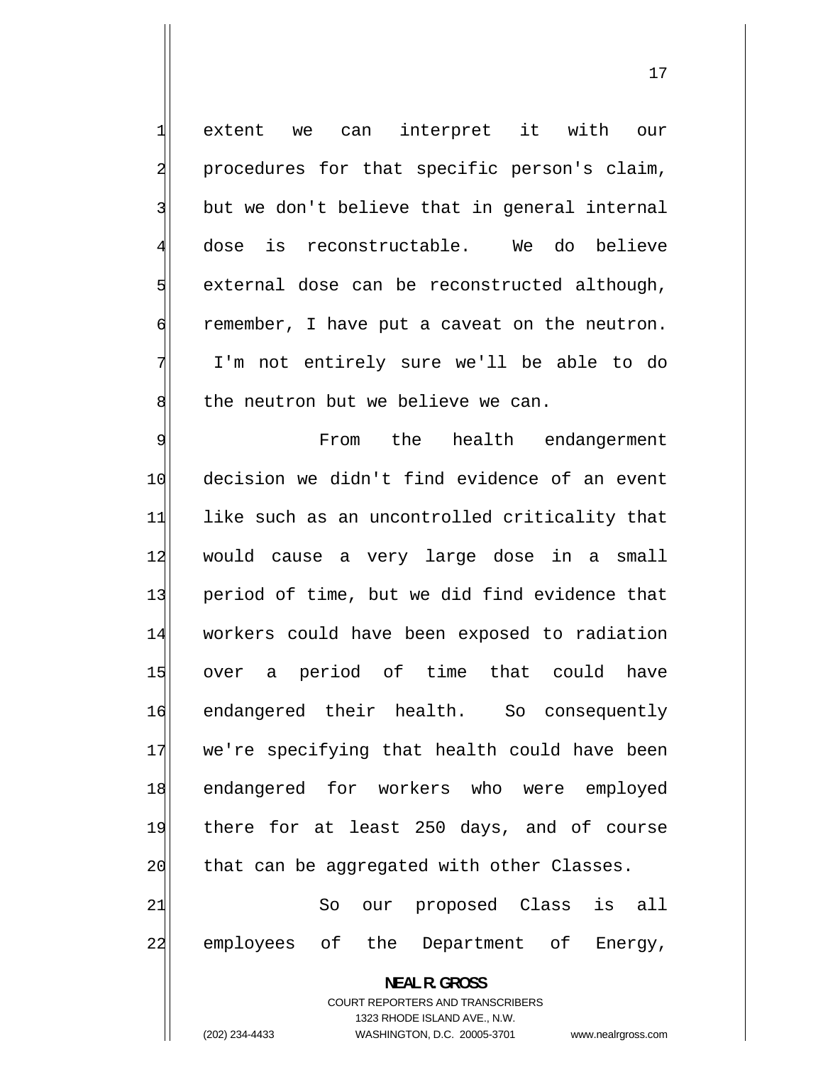extent we can interpret it with our procedures for that specific person's claim, but we don't believe that in general internal dose is reconstructable. We do believe external dose can be reconstructed although, remember, I have put a caveat on the neutron. I'm not entirely sure we'll be able to do the neutron but we believe we can.

From the health endangerment decision we didn't find evidence of an event like such as an uncontrolled criticality that would cause a very large dose in a small period of time, but we did find evidence that workers could have been exposed to radiation over a period of time that could have endangered their health. So consequently we're specifying that health could have been endangered for workers who were employed there for at least 250 days, and of course that can be aggregated with other Classes.

So our proposed Class is all employees of the Department of Energy,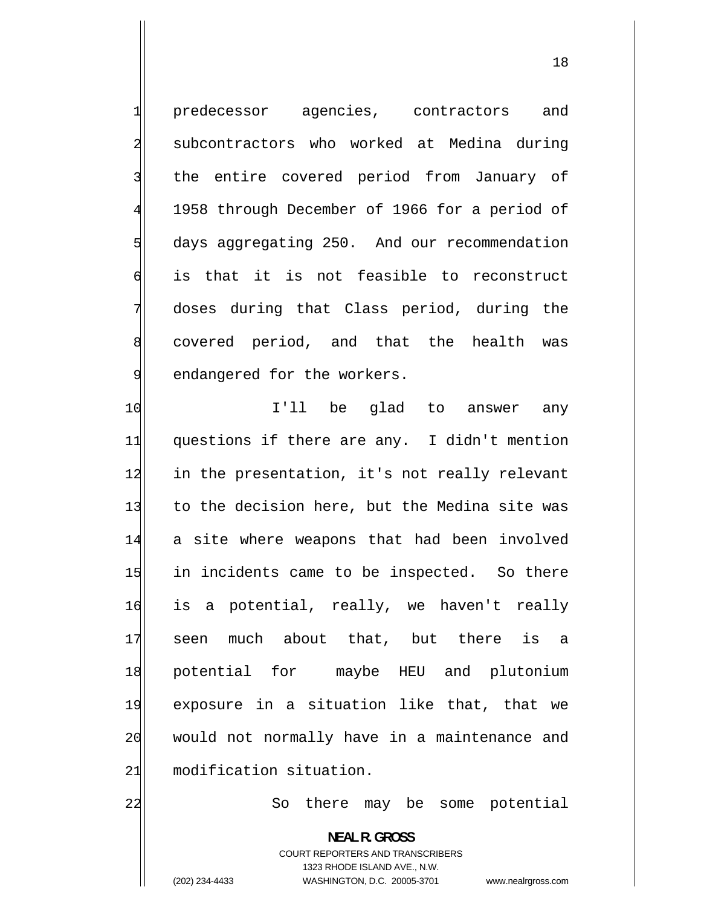predecessor agencies, contractors and subcontractors who worked at Medina during the entire covered period from January of 1958 through December of 1966 for a period of days aggregating 250. And our recommendation is that it is not feasible to reconstruct doses during that Class period, during the covered period, and that the health was endangered for the workers.

I'll be glad to answer any questions if there are any. I didn't mention in the presentation, it's not really relevant to the decision here, but the Medina site was a site where weapons that had been involved in incidents came to be inspected. So there is a potential, really, we haven't really seen much about that, but there is a potential for maybe HEU and plutonium exposure in a situation like that, that we would not normally have in a maintenance and modification situation.

So there may be some potential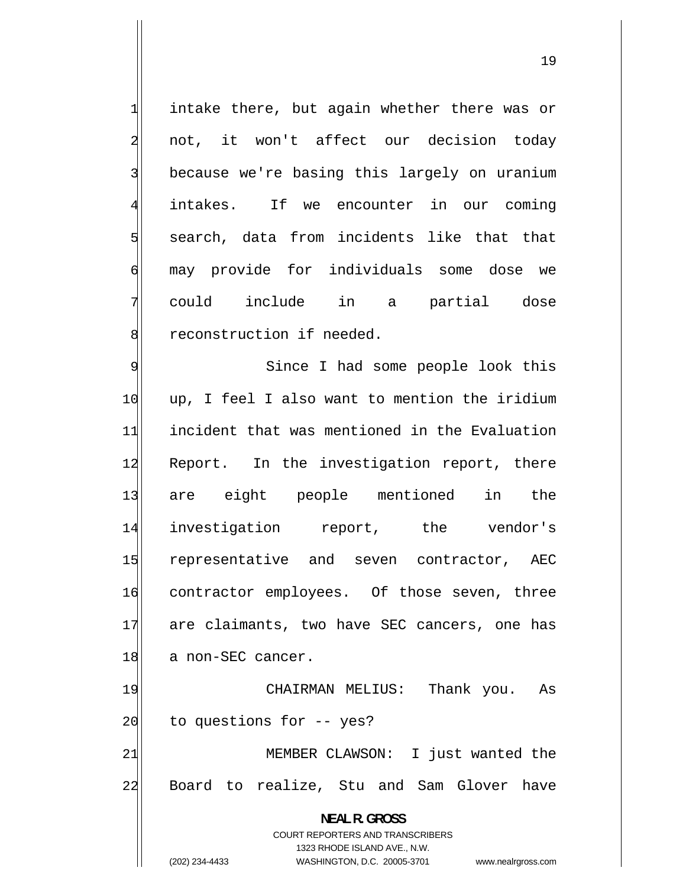intake there, but again whether there was or not, it won't affect our decision today because we're basing this largely on uranium intakes. If we encounter in our coming search, data from incidents like that that may provide for individuals some dose we could include in a partial dose reconstruction if needed.

Since I had some people look this up, I feel I also want to mention the iridium incident that was mentioned in the Evaluation Report. In the investigation report, there are eight people mentioned in the investigation report, the vendor's representative and seven contractor, AEC contractor employees. Of those seven, three are claimants, two have SEC cancers, one has a non-SEC cancer.

CHAIRMAN MELIUS: Thank you. As to questions for -- yes?

MEMBER CLAWSON: I just wanted the Board to realize, Stu and Sam Glover have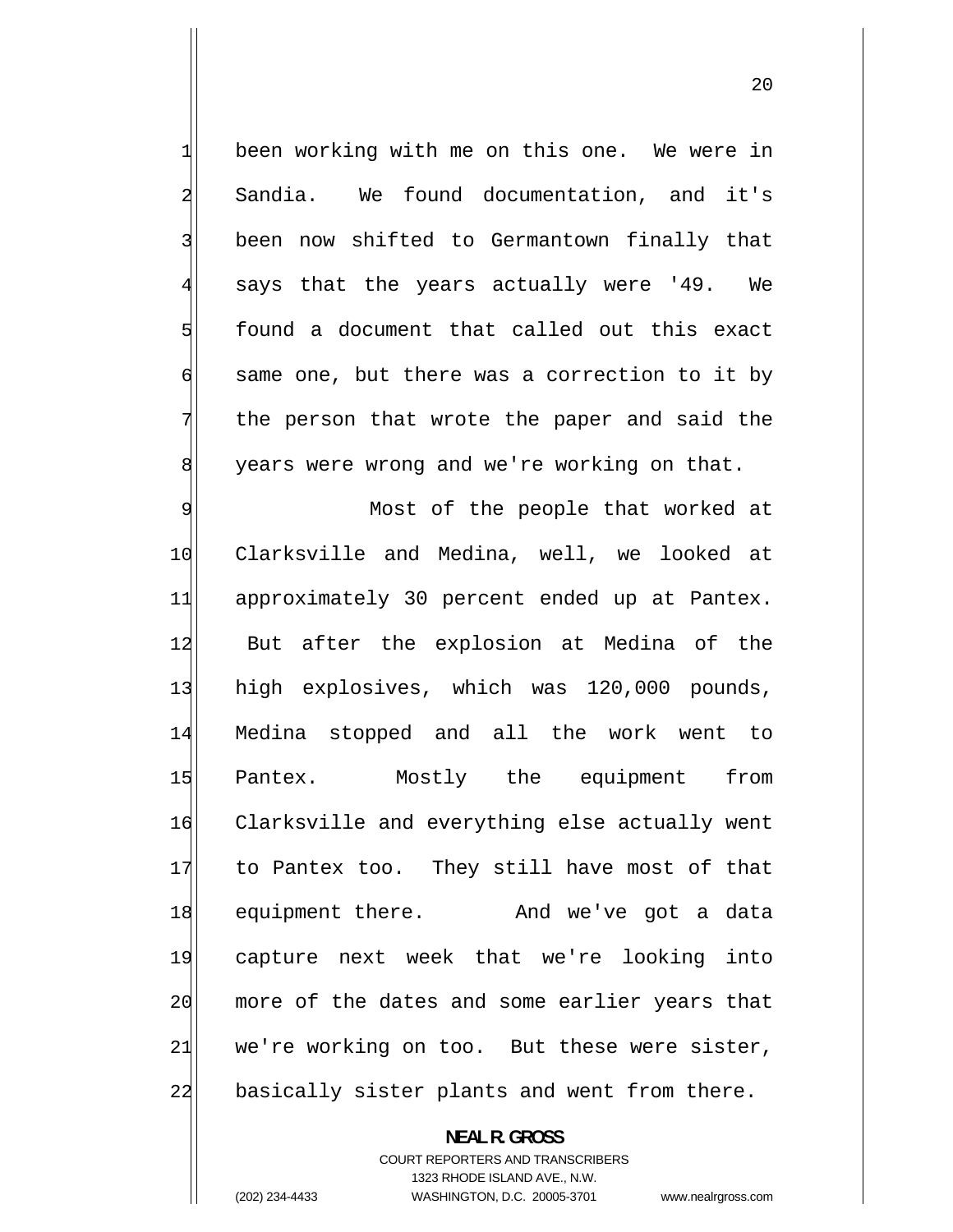been working with me on this one. We were in Sandia. We found documentation, and it's been now shifted to Germantown finally that says that the years actually were '49. We found a document that called out this exact same one, but there was a correction to it by the person that wrote the paper and said the years were wrong and we're working on that.

Most of the people that worked at Clarksville and Medina, well, we looked at approximately 30 percent ended up at Pantex. But after the explosion at Medina of the high explosives, which was 120,000 pounds, Medina stopped and all the work went to Pantex. Mostly the equipment from Clarksville and everything else actually went to Pantex too. They still have most of that equipment there. And we've got a data capture next week that we're looking into more of the dates and some earlier years that we're working on too. But these were sister, basically sister plants and went from there.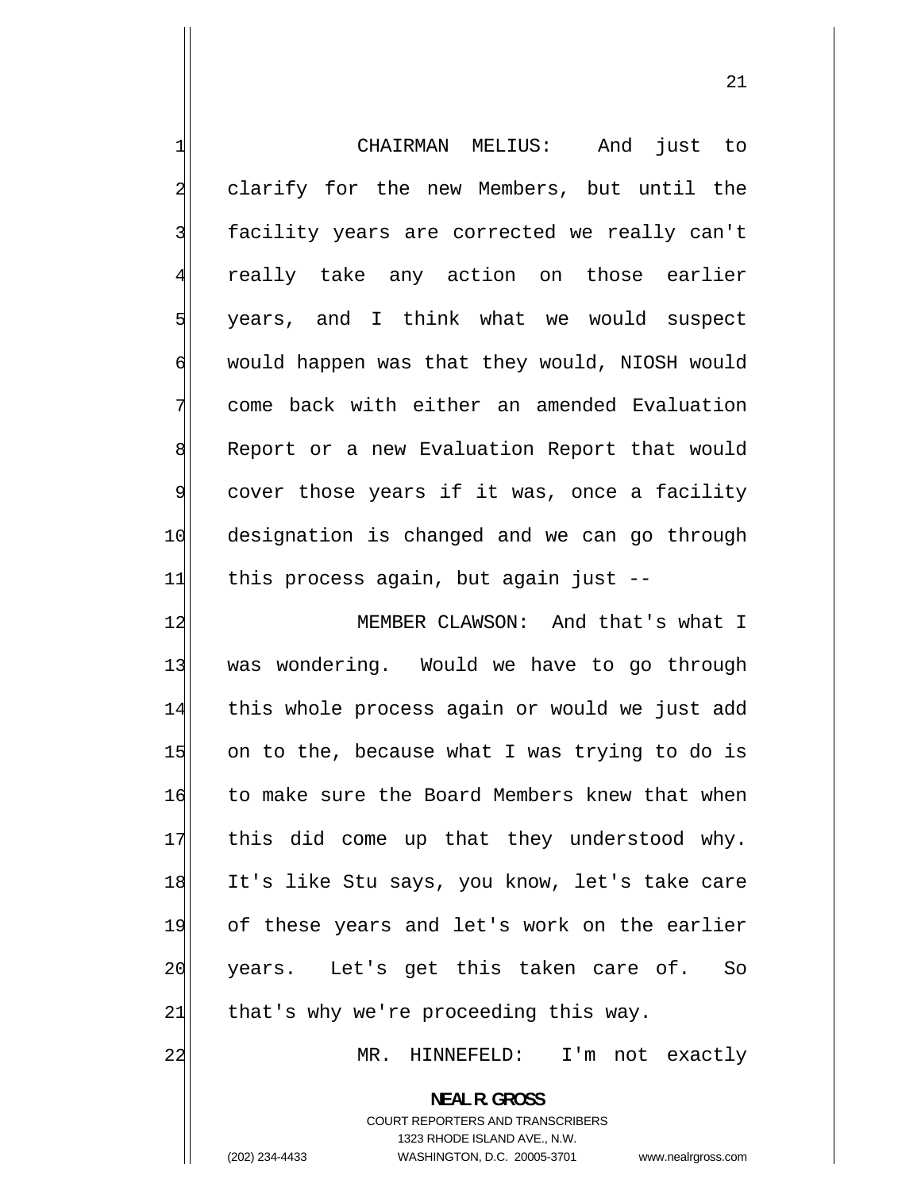CHAIRMAN MELIUS: And just to clarify for the new Members, but until the facility years are corrected we really can't really take any action on those earlier years, and I think what we would suspect would happen was that they would, NIOSH would come back with either an amended Evaluation Report or a new Evaluation Report that would cover those years if it was, once a facility designation is changed and we can go through this process again, but again just --

MEMBER CLAWSON: And that's what I was wondering. Would we have to go through this whole process again or would we just add on to the, because what I was trying to do is to make sure the Board Members knew that when this did come up that they understood why. It's like Stu says, you know, let's take care of these years and let's work on the earlier years. Let's get this taken care of. So that's why we're proceeding this way.

MR. HINNEFELD: I'm not exactly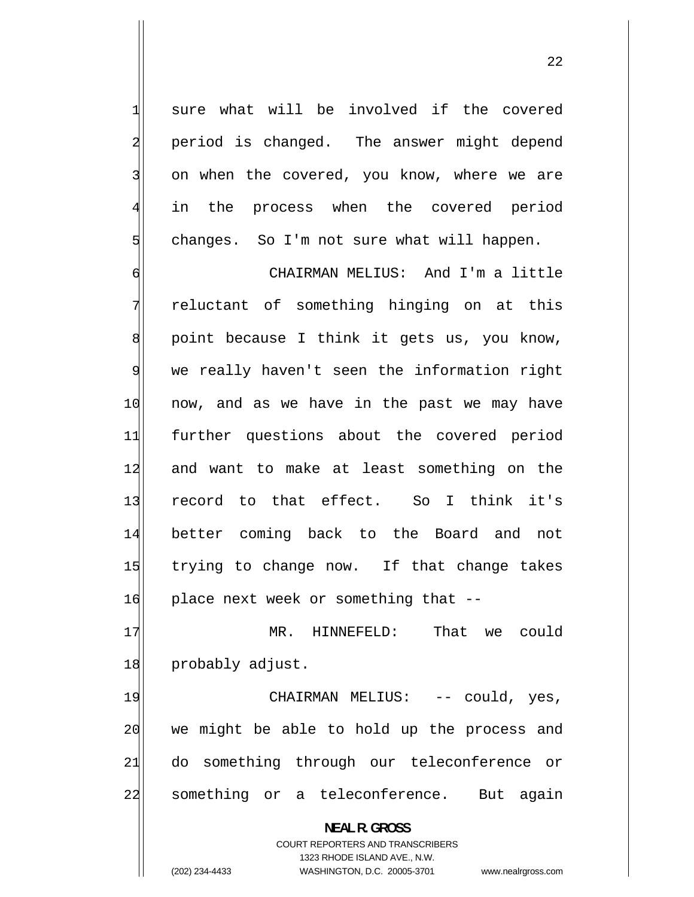sure what will be involved if the covered period is changed. The answer might depend on when the covered, you know, where we are in the process when the covered period changes. So I'm not sure what will happen.

CHAIRMAN MELIUS: And I'm a little reluctant of something hinging on at this point because I think it gets us, you know, we really haven't seen the information right now, and as we have in the past we may have further questions about the covered period and want to make at least something on the record to that effect. So I think it's better coming back to the Board and not trying to change now. If that change takes place next week or something that --

MR. HINNEFELD: That we could probably adjust.

CHAIRMAN MELIUS: -- could, yes, we might be able to hold up the process and do something through our teleconference or something or a teleconference. But again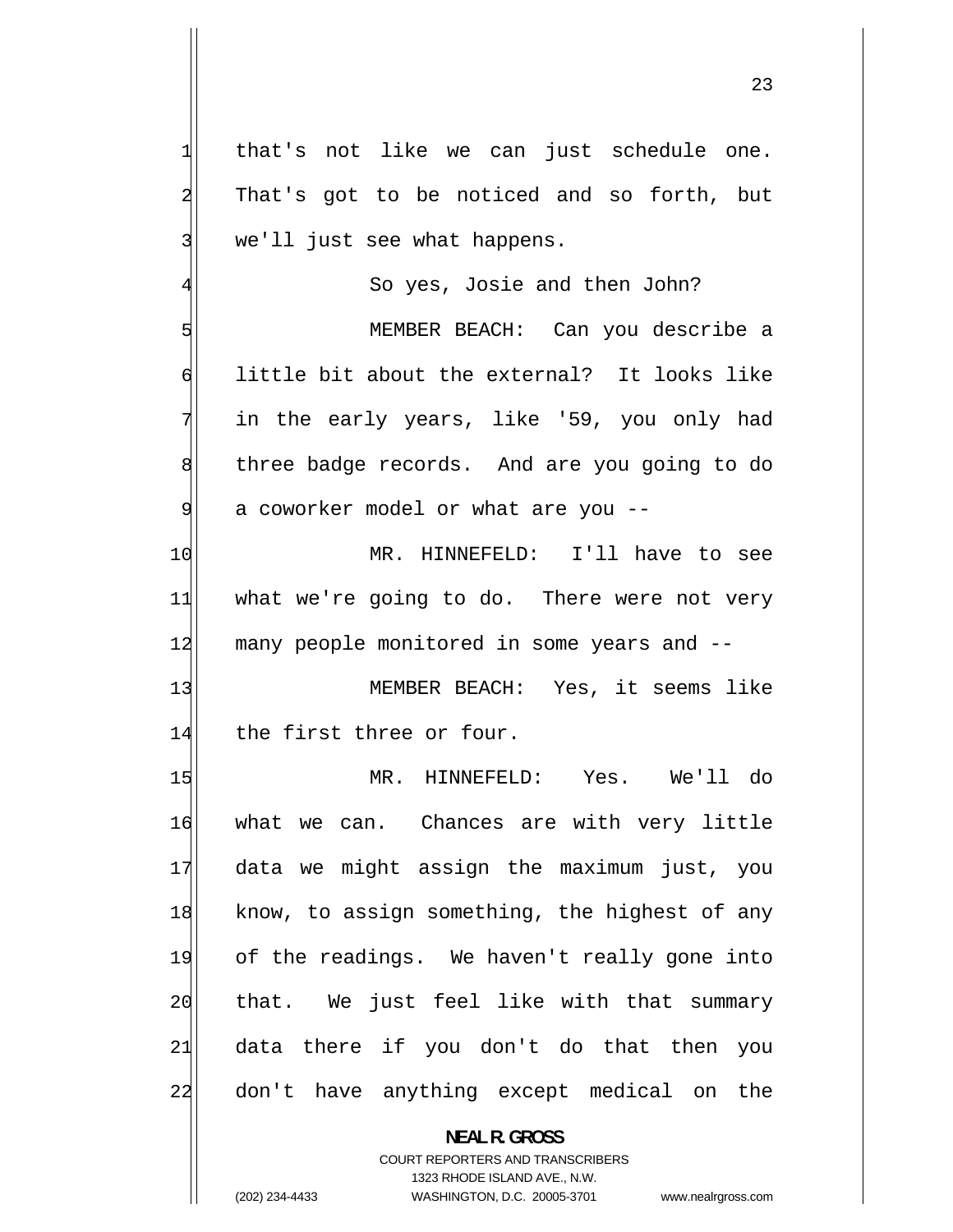that's not like we can just schedule one. That's got to be noticed and so forth, but we'll just see what happens.

So yes, Josie and then John?

MEMBER BEACH: Can you describe a little bit about the external? It looks like in the early years, like '59, you only had three badge records. And are you going to do a coworker model or what are you --

MR. HINNEFELD: I'll have to see what we're going to do. There were not very many people monitored in some years and --

MEMBER BEACH: Yes, it seems like the first three or four.

MR. HINNEFELD: Yes. We'll do what we can. Chances are with very little data we might assign the maximum just, you know, to assign something, the highest of any of the readings. We haven't really gone into that. We just feel like with that summary data there if you don't do that then you don't have anything except medical on the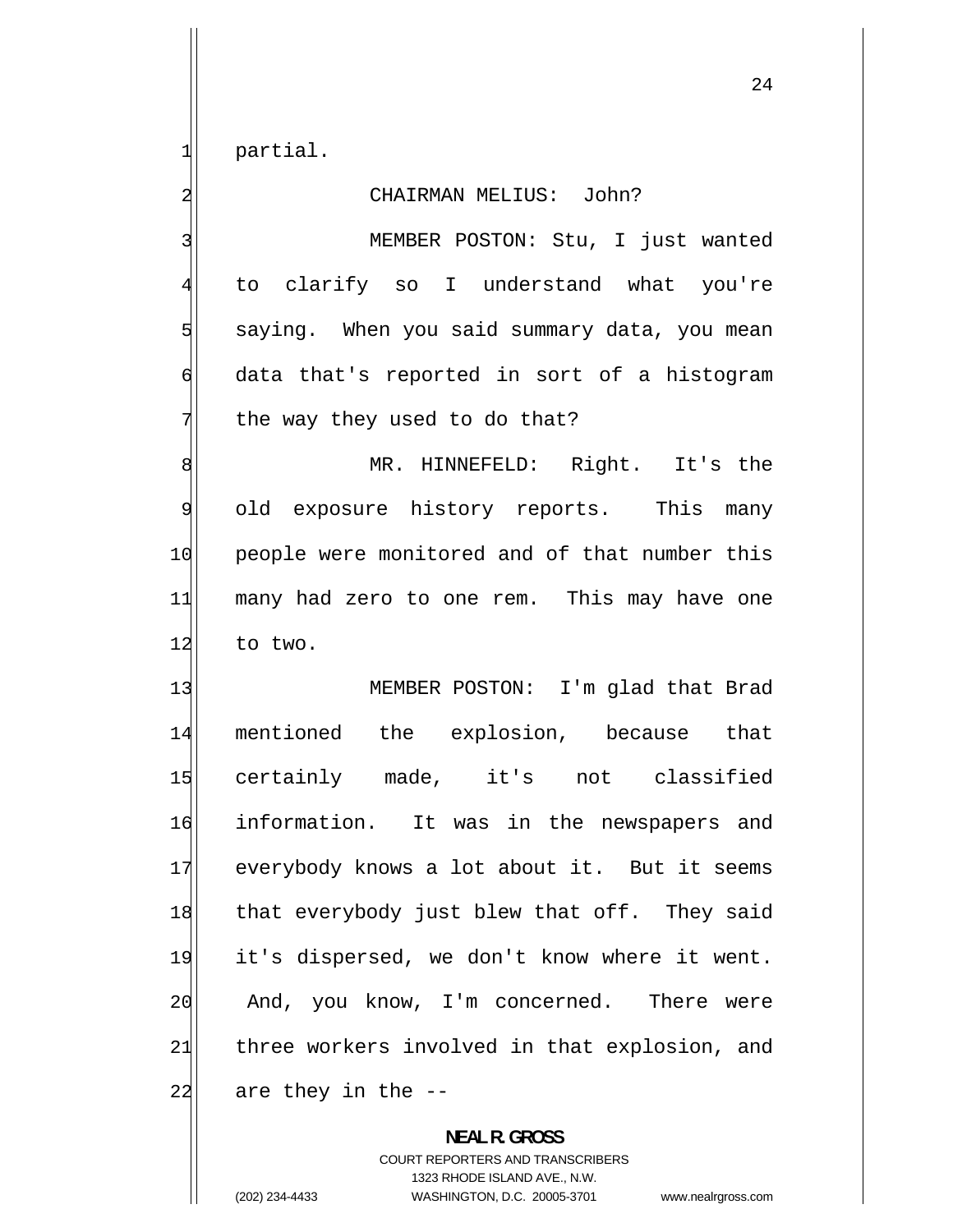partial.

CHAIRMAN MELIUS: John?

MEMBER POSTON: Stu, I just wanted to clarify so I understand what you're saying. When you said summary data, you mean data that's reported in sort of a histogram the way they used to do that?

MR. HINNEFELD: Right. It's the old exposure history reports. This many people were monitored and of that number this many had zero to one rem. This may have one to two.

MEMBER POSTON: I'm glad that Brad mentioned the explosion, because that certainly made, it's not classified information. It was in the newspapers and everybody knows a lot about it. But it seems that everybody just blew that off. They said it's dispersed, we don't know where it went. And, you know, I'm concerned. There were three workers involved in that explosion, and are they in the --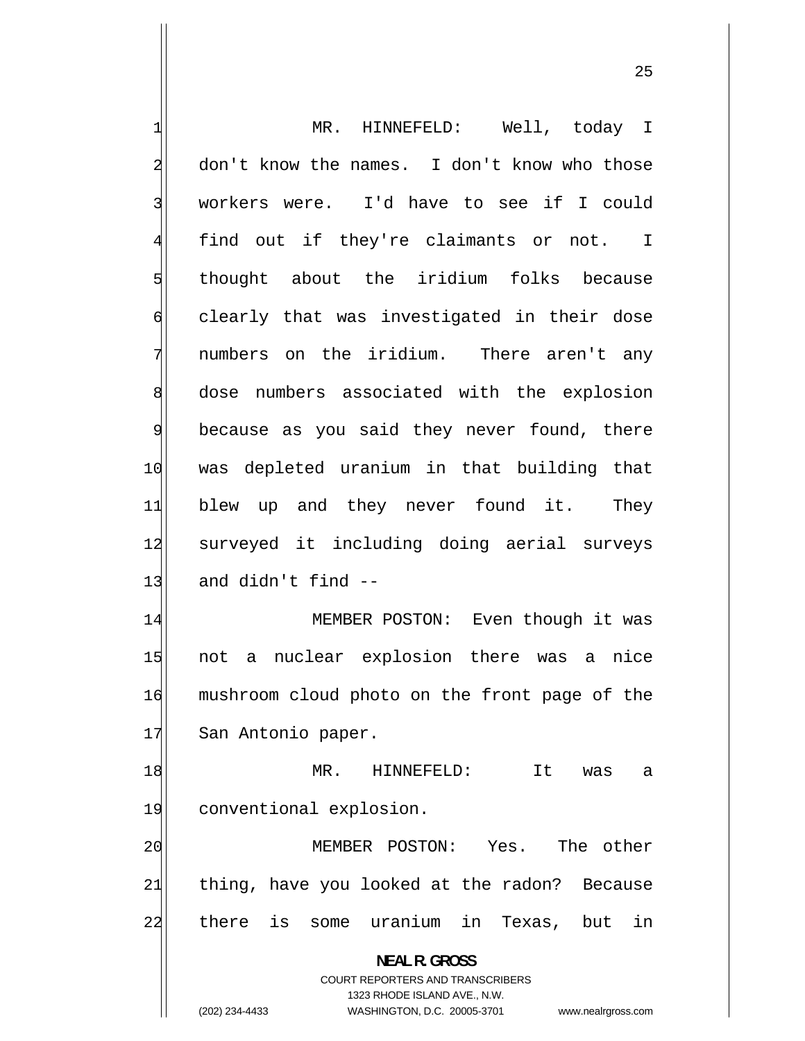MR. HINNEFELD: Well, today I don't know the names. I don't know who those workers were. I'd have to see if I could find out if they're claimants or not. I thought about the iridium folks because clearly that was investigated in their dose numbers on the iridium. There aren't any dose numbers associated with the explosion because as you said they never found, there was depleted uranium in that building that blew up and they never found it. They surveyed it including doing aerial surveys and didn't find --

MEMBER POSTON: Even though it was not a nuclear explosion there was a nice mushroom cloud photo on the front page of the San Antonio paper.

MR. HINNEFELD: It was a conventional explosion.

MEMBER POSTON: Yes. The other thing, have you looked at the radon? Because there is some uranium in Texas, but in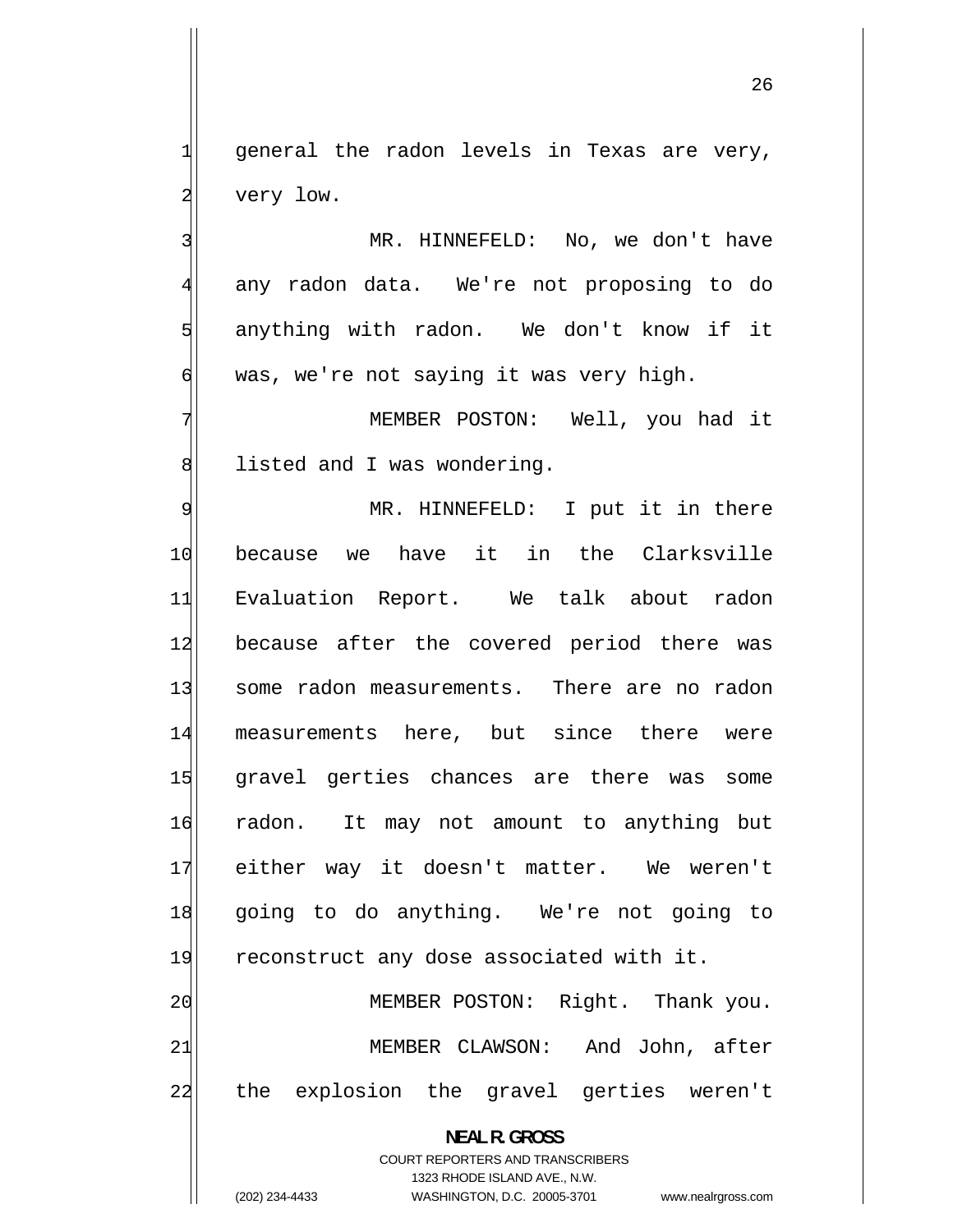general the radon levels in Texas are very, very low.

MR. HINNEFELD: No, we don't have any radon data. We're not proposing to do anything with radon. We don't know if it was, we're not saying it was very high.

MEMBER POSTON: Well, you had it listed and I was wondering.

MR. HINNEFELD: I put it in there because we have it in the Clarksville Evaluation Report. We talk about radon because after the covered period there was some radon measurements. There are no radon measurements here, but since there were gravel gerties chances are there was some radon. It may not amount to anything but either way it doesn't matter. We weren't going to do anything. We're not going to reconstruct any dose associated with it.

MEMBER POSTON: Right. Thank you.

MEMBER CLAWSON: And John, after the explosion the gravel gerties weren't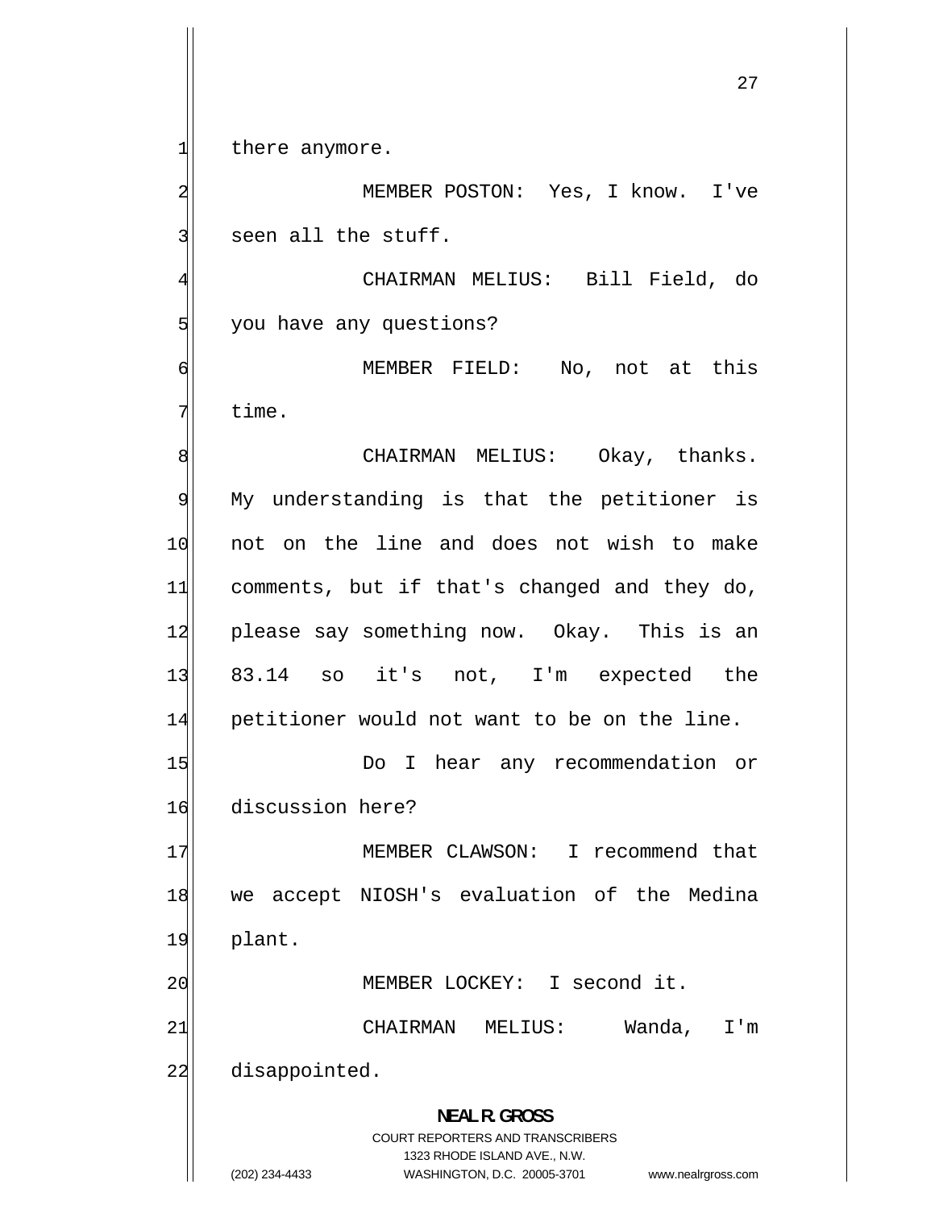there anymore.

MEMBER POSTON: Yes, I know. I've seen all the stuff.

CHAIRMAN MELIUS: Bill Field, do you have any questions?

MEMBER FIELD: No, not at this time.

CHAIRMAN MELIUS: Okay, thanks. My understanding is that the petitioner is not on the line and does not wish to make comments, but if that's changed and they do, please say something now. Okay. This is an 83.14 so it's not, I'm expected the petitioner would not want to be on the line.

Do I hear any recommendation or discussion here?

MEMBER CLAWSON: I recommend that we accept NIOSH's evaluation of the Medina plant.

MEMBER LOCKEY: I second it.

CHAIRMAN MELIUS: Wanda, I'm disappointed.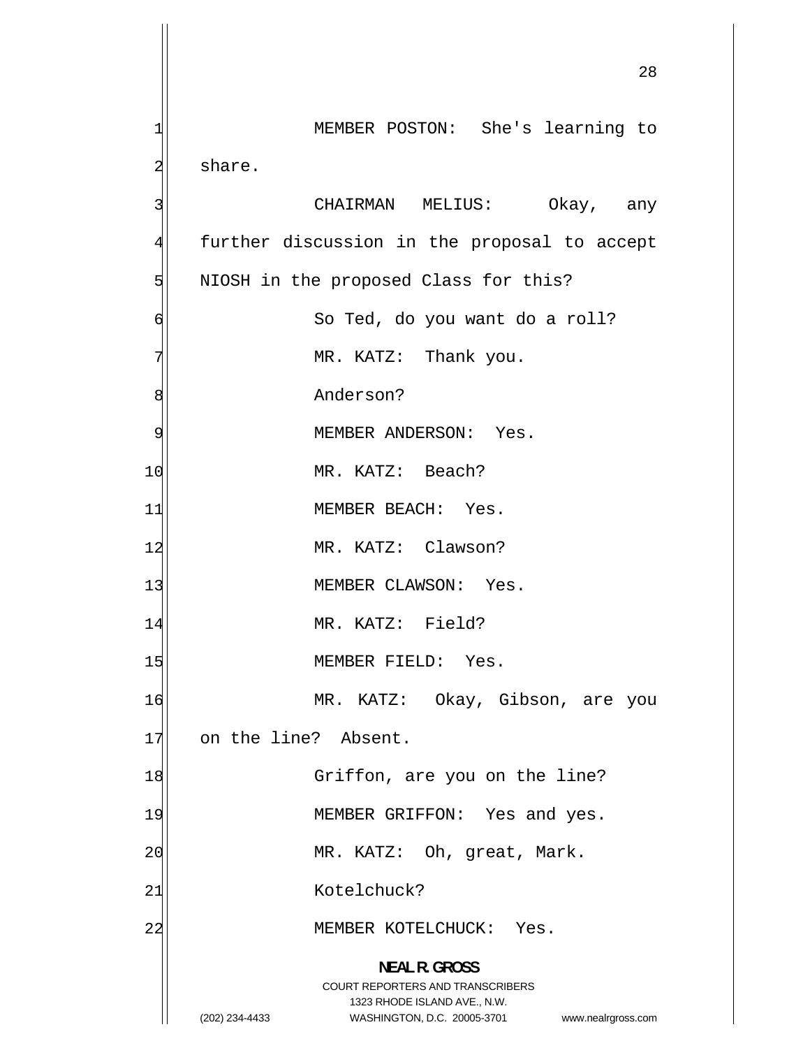MEMBER POSTON: She's learning to share.

CHAIRMAN MELIUS: Okay, any further discussion in the proposal to accept NIOSH in the proposed Class for this?

So Ted, do you want do a roll?

MR. KATZ: Thank you.

Anderson?

MEMBER ANDERSON: Yes.

MR. KATZ: Beach?

MEMBER BEACH: Yes.

MR. KATZ: Clawson?

MEMBER CLAWSON: Yes.

MR. KATZ: Field?

MEMBER FIELD: Yes.

MR. KATZ: Okay, Gibson, are you on the line? Absent.

Griffon, are you on the line?

MEMBER GRIFFON: Yes and yes.

MR. KATZ: Oh, great, Mark.

Kotelchuck?

MEMBER KOTELCHUCK: Yes.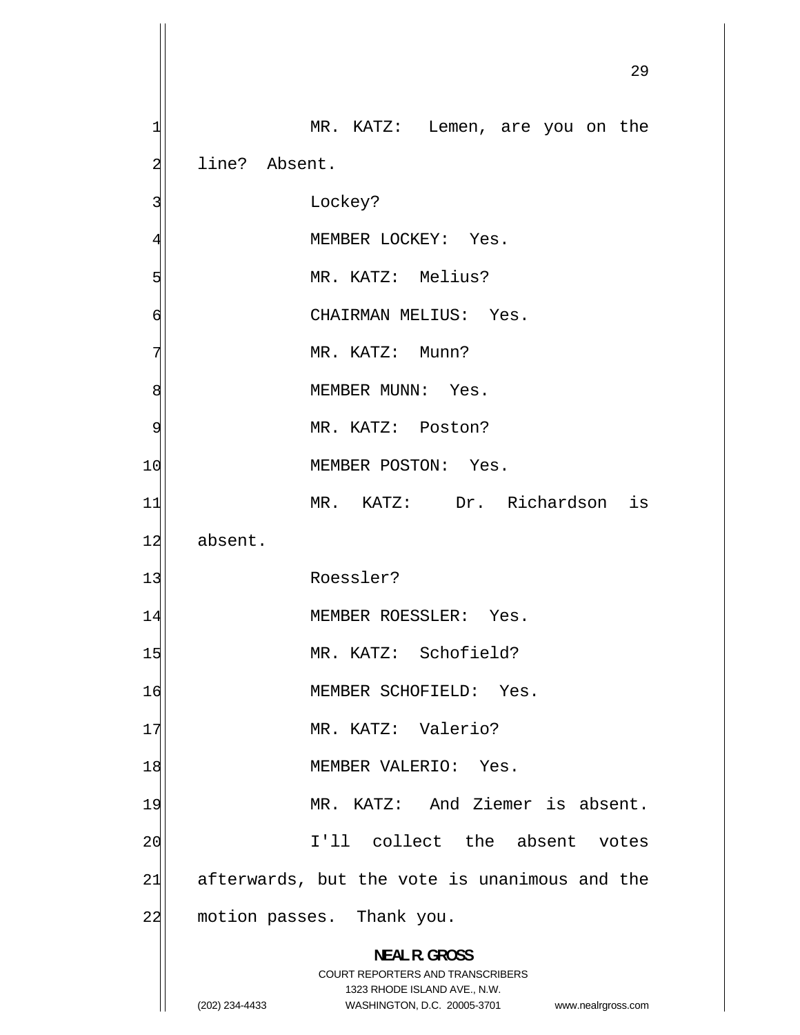MR. KATZ: Lemen, are you on the line? Absent.

Lockey?

MEMBER LOCKEY: Yes.

MR. KATZ: Melius?

CHAIRMAN MELIUS: Yes.

MR. KATZ: Munn?

MEMBER MUNN: Yes.

MR. KATZ: Poston?

MEMBER POSTON: Yes.

MR. KATZ: Dr. Richardson is absent.

Roessler?

MEMBER ROESSLER: Yes.

MR. KATZ: Schofield?

MEMBER SCHOFIELD: Yes.

MR. KATZ: Valerio?

MEMBER VALERIO: Yes.

MR. KATZ: And Ziemer is absent.

I'll collect the absent votes afterwards, but the vote is unanimous and the motion passes. Thank you.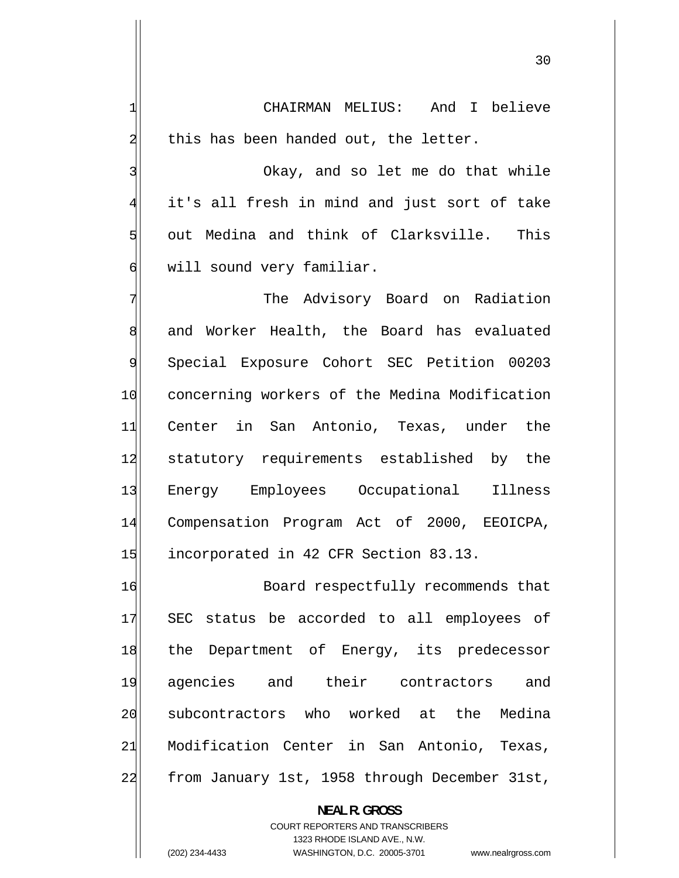CHAIRMAN MELIUS: And I believe this has been handed out, the letter.

Okay, and so let me do that while it's all fresh in mind and just sort of take out Medina and think of Clarksville. This will sound very familiar.

The Advisory Board on Radiation and Worker Health, the Board has evaluated Special Exposure Cohort SEC Petition 00203 concerning workers of the Medina Modification Center in San Antonio, Texas, under the statutory requirements established by the Energy Employees Occupational Illness Compensation Program Act of 2000, EEOICPA, incorporated in 42 CFR Section 83.13.

Board respectfully recommends that SEC status be accorded to all employees of the Department of Energy, its predecessor agencies and their contractors and subcontractors who worked at the Medina Modification Center in San Antonio, Texas, from January 1st, 1958 through December 31st,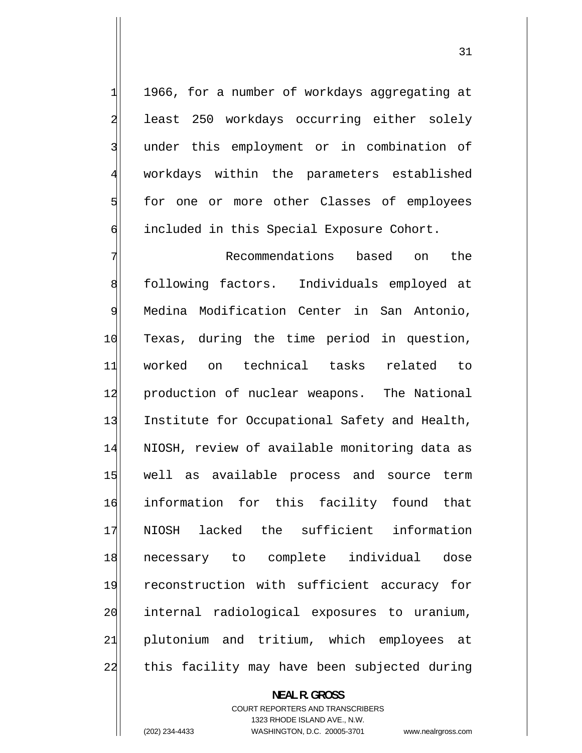1966, for a number of workdays aggregating at least 250 workdays occurring either solely under this employment or in combination of workdays within the parameters established for one or more other Classes of employees included in this Special Exposure Cohort.

Recommendations based on the following factors. Individuals employed at Medina Modification Center in San Antonio, Texas, during the time period in question, worked on technical tasks related to production of nuclear weapons. The National Institute for Occupational Safety and Health, NIOSH, review of available monitoring data as well as available process and source term information for this facility found that NIOSH lacked the sufficient information necessary to complete individual dose reconstruction with sufficient accuracy for internal radiological exposures to uranium, plutonium and tritium, which employees at this facility may have been subjected during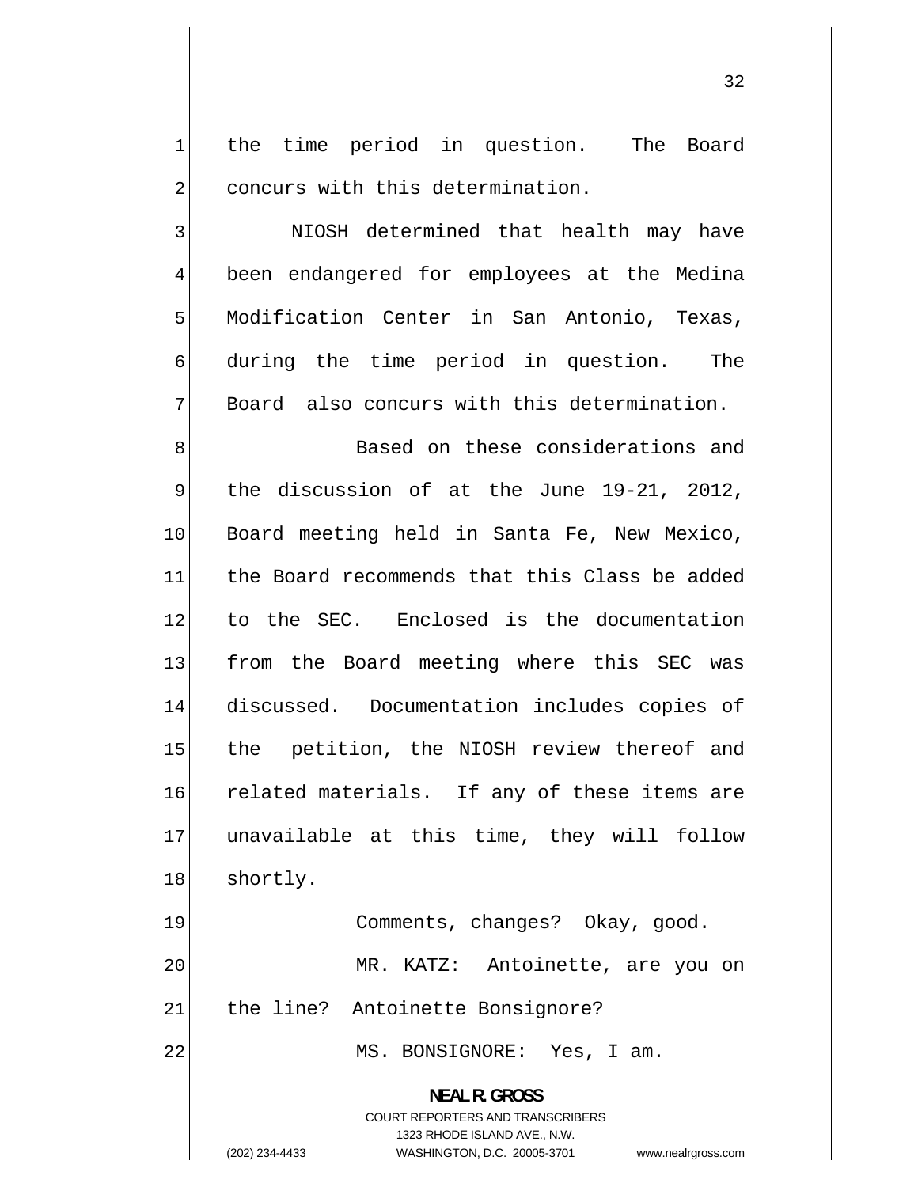the time period in question. The Board concurs with this determination.

NIOSH determined that health may have been endangered for employees at the Medina Modification Center in San Antonio, Texas, during the time period in question. The Board also concurs with this determination.

Based on these considerations and the discussion of at the June 19-21, 2012, Board meeting held in Santa Fe, New Mexico, the Board recommends that this Class be added to the SEC. Enclosed is the documentation from the Board meeting where this SEC was discussed. Documentation includes copies of the petition, the NIOSH review thereof and related materials. If any of these items are unavailable at this time, they will follow shortly.

Comments, changes? Okay, good.

MR. KATZ: Antoinette, are you on the line? Antoinette Bonsignore?

MS. BONSIGNORE: Yes, I am.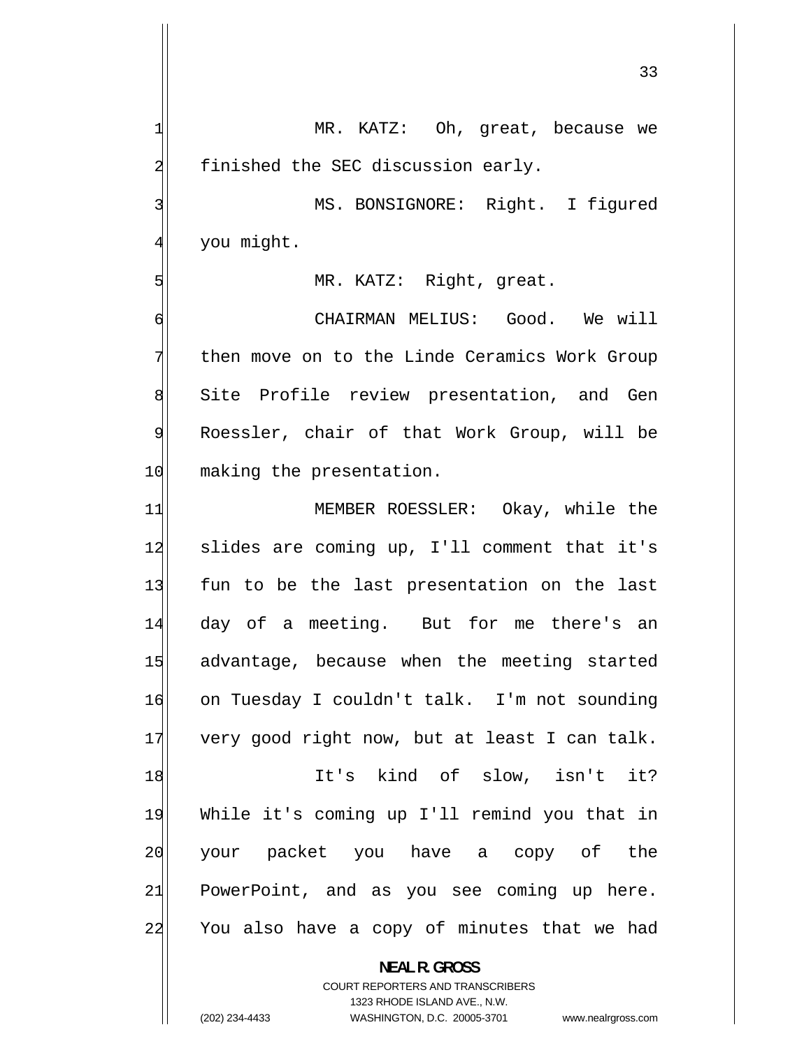MR. KATZ: Oh, great, because we finished the SEC discussion early.

MS. BONSIGNORE: Right. I figured you might.

MR. KATZ: Right, great.

CHAIRMAN MELIUS: Good. We will then move on to the Linde Ceramics Work Group Site Profile review presentation, and Gen Roessler, chair of that Work Group, will be making the presentation.

MEMBER ROESSLER: Okay, while the slides are coming up, I'll comment that it's fun to be the last presentation on the last day of a meeting. But for me there's an advantage, because when the meeting started on Tuesday I couldn't talk. I'm not sounding very good right now, but at least I can talk.

It's kind of slow, isn't it? While it's coming up I'll remind you that in your packet you have a copy of the PowerPoint, and as you see coming up here. You also have a copy of minutes that we had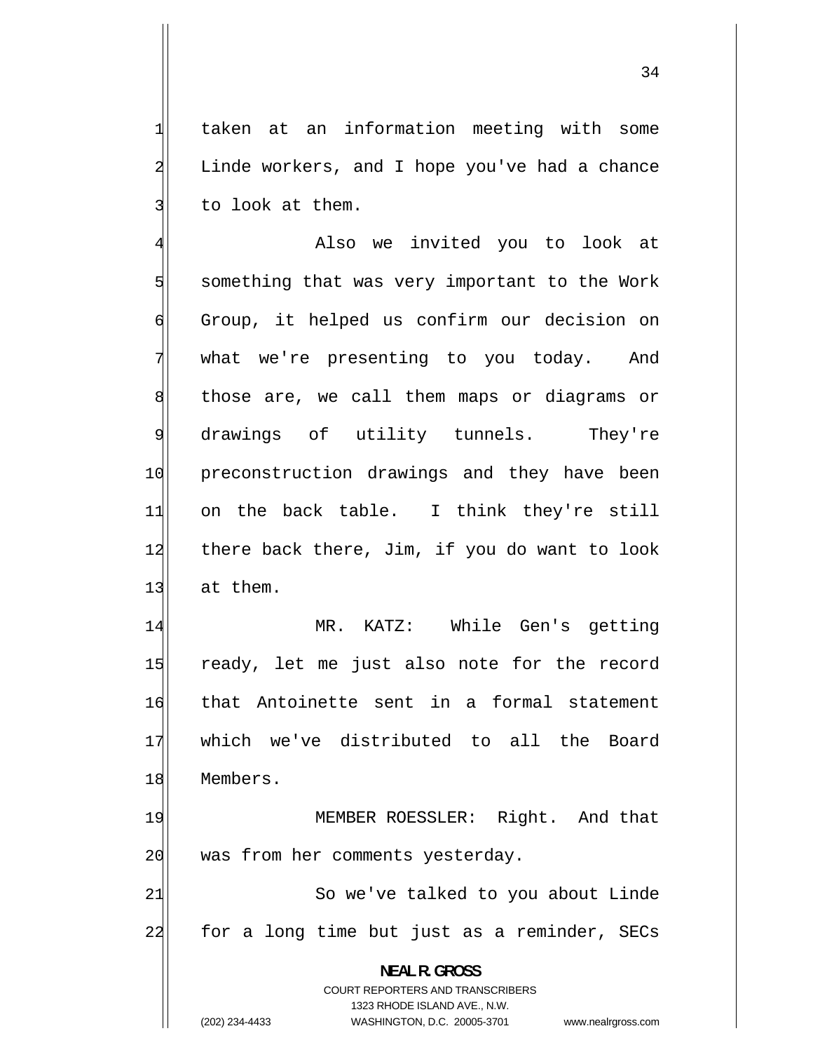taken at an information meeting with some Linde workers, and I hope you've had a chance to look at them.

Also we invited you to look at something that was very important to the Work Group, it helped us confirm our decision on what we're presenting to you today. And those are, we call them maps or diagrams or drawings of utility tunnels. They're preconstruction drawings and they have been on the back table. I think they're still there back there, Jim, if you do want to look at them.

MR. KATZ: While Gen's getting ready, let me just also note for the record that Antoinette sent in a formal statement which we've distributed to all the Board Members.

MEMBER ROESSLER: Right. And that was from her comments yesterday.

So we've talked to you about Linde for a long time but just as a reminder, SECs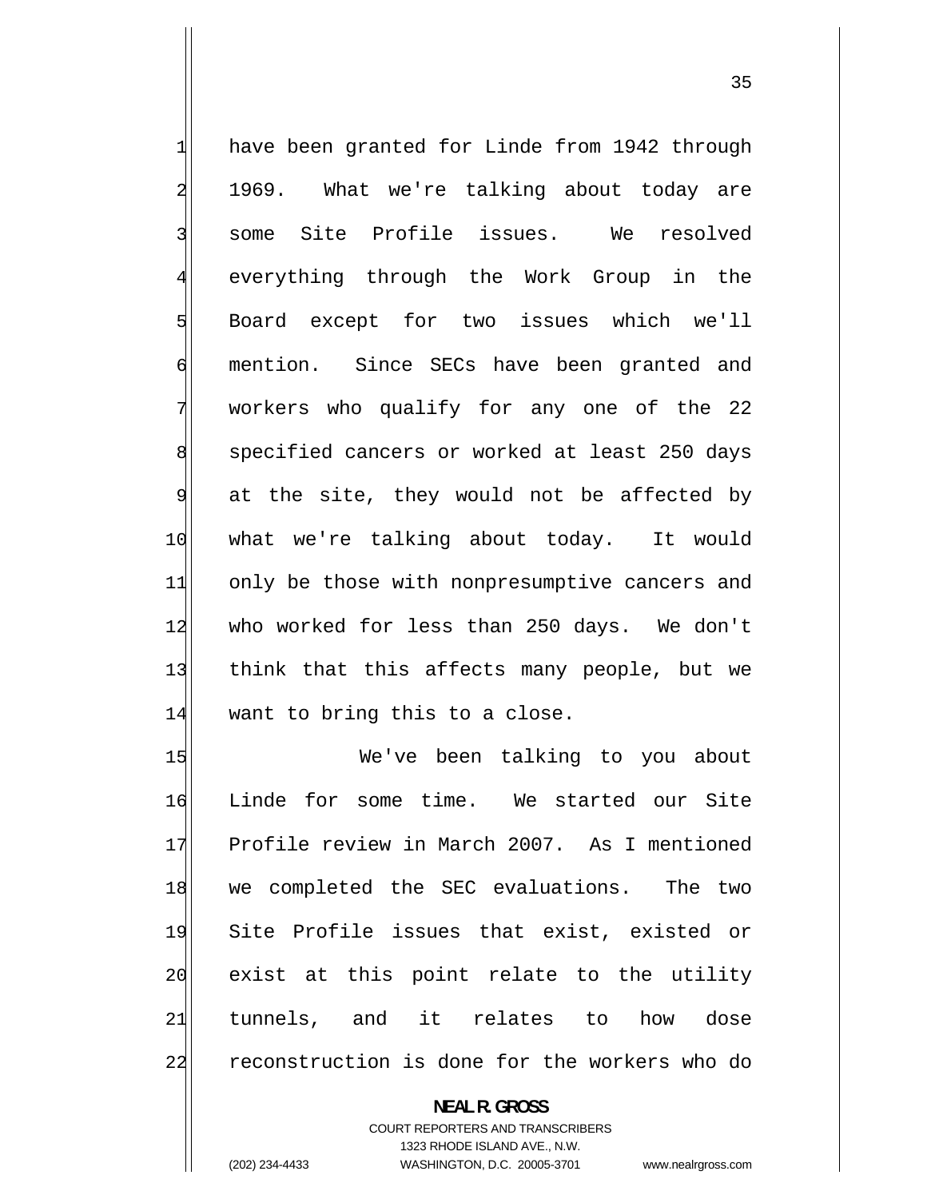have been granted for Linde from 1942 through 1969. What we're talking about today are some Site Profile issues. We resolved everything through the Work Group in the Board except for two issues which we'll mention. Since SECs have been granted and workers who qualify for any one of the 22 specified cancers or worked at least 250 days at the site, they would not be affected by what we're talking about today. It would only be those with nonpresumptive cancers and who worked for less than 250 days. We don't think that this affects many people, but we want to bring this to a close.

We've been talking to you about Linde for some time. We started our Site Profile review in March 2007. As I mentioned we completed the SEC evaluations. The two Site Profile issues that exist, existed or exist at this point relate to the utility tunnels, and it relates to how dose reconstruction is done for the workers who do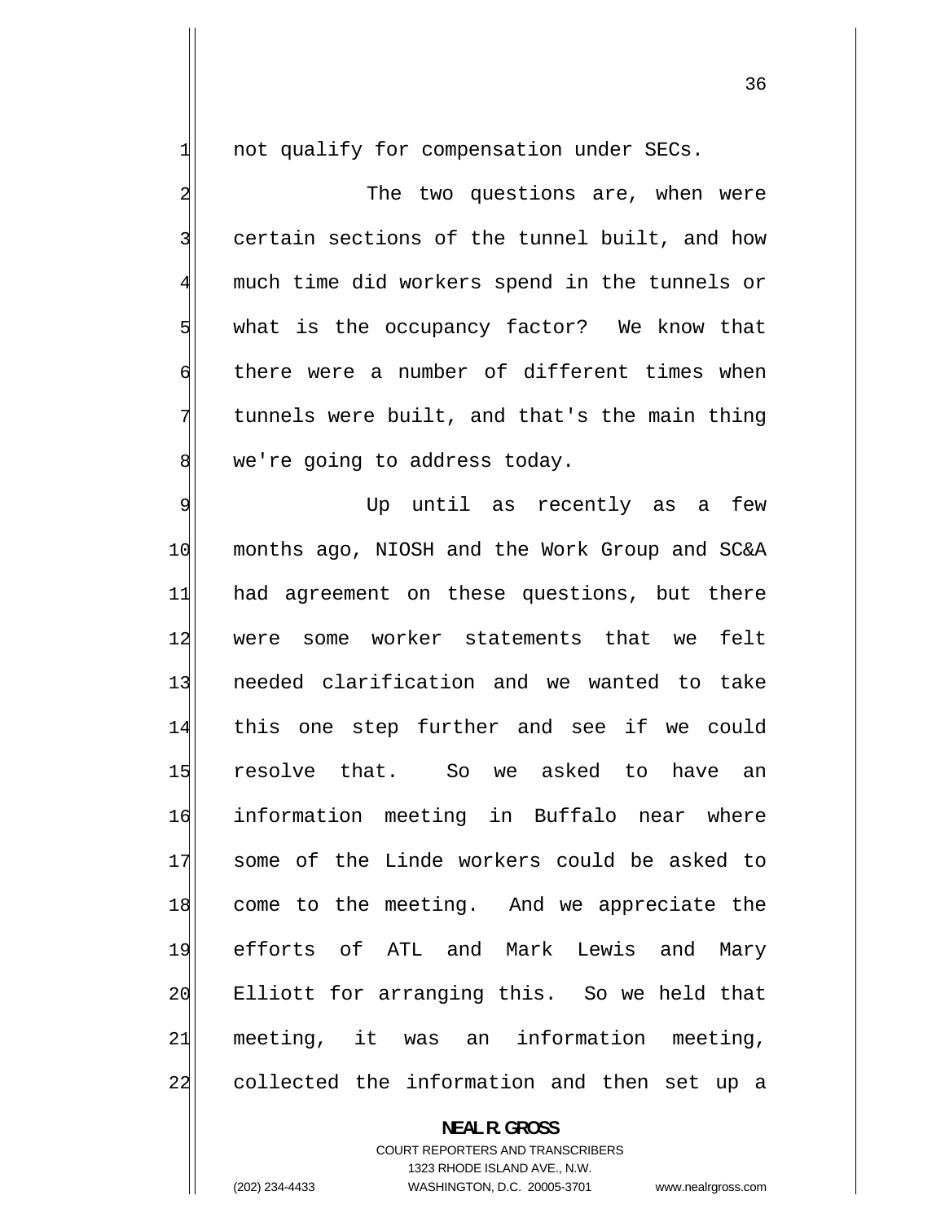not qualify for compensation under SECs.

The two questions are, when were certain sections of the tunnel built, and how much time did workers spend in the tunnels or what is the occupancy factor? We know that there were a number of different times when tunnels were built, and that's the main thing we're going to address today.

Up until as recently as a few months ago, NIOSH and the Work Group and SC&A had agreement on these questions, but there were some worker statements that we felt needed clarification and we wanted to take this one step further and see if we could resolve that. So we asked to have an information meeting in Buffalo near where some of the Linde workers could be asked to come to the meeting. And we appreciate the efforts of ATL and Mark Lewis and Mary Elliott for arranging this. So we held that meeting, it was an information meeting, collected the information and then set up a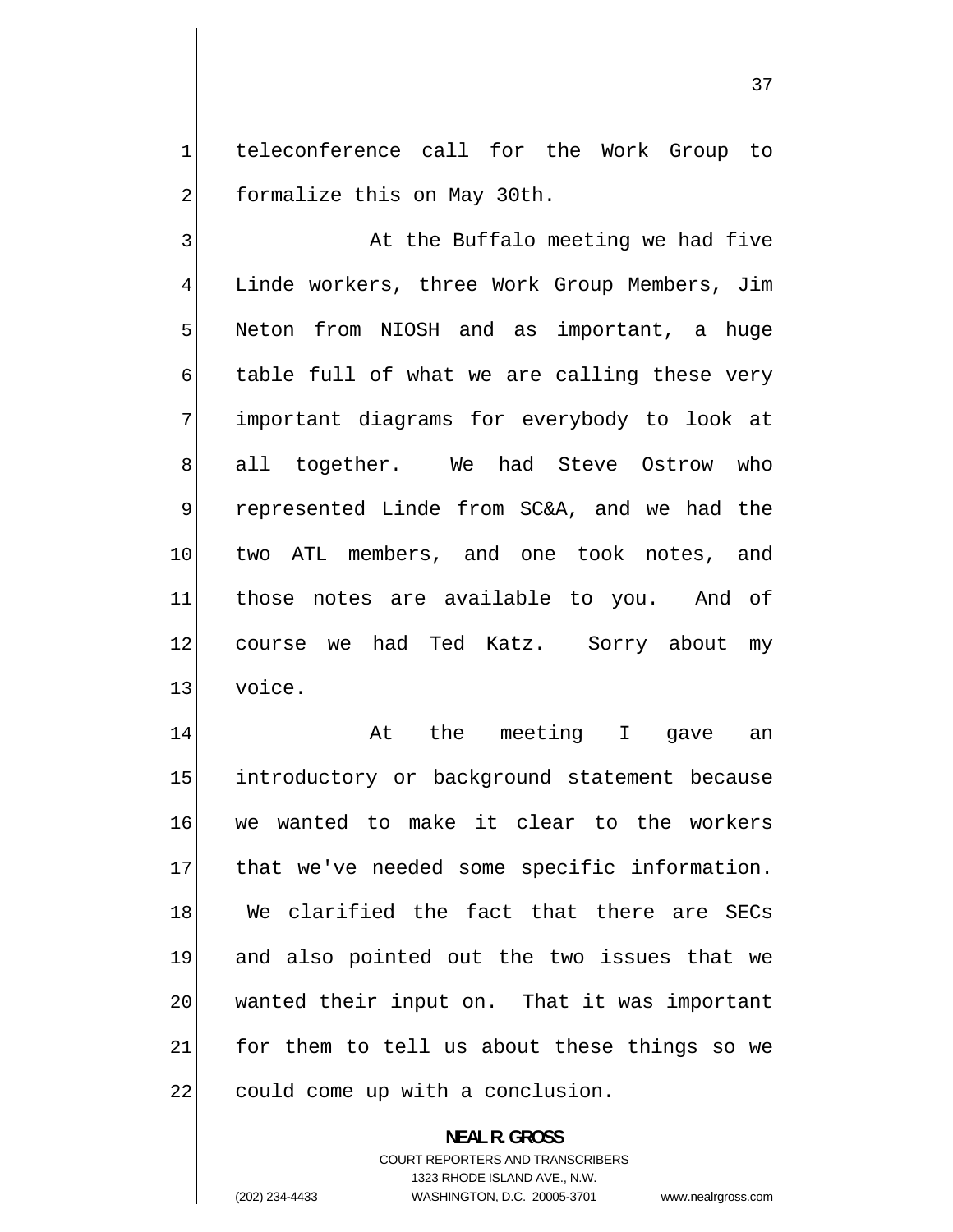teleconference call for the Work Group to formalize this on May 30th.

At the Buffalo meeting we had five Linde workers, three Work Group Members, Jim Neton from NIOSH and as important, a huge table full of what we are calling these very important diagrams for everybody to look at all together. We had Steve Ostrow who represented Linde from SC&A, and we had the two ATL members, and one took notes, and those notes are available to you. And of course we had Ted Katz. Sorry about my voice.

At the meeting I gave an introductory or background statement because we wanted to make it clear to the workers that we've needed some specific information. We clarified the fact that there are SECs and also pointed out the two issues that we wanted their input on. That it was important for them to tell us about these things so we could come up with a conclusion.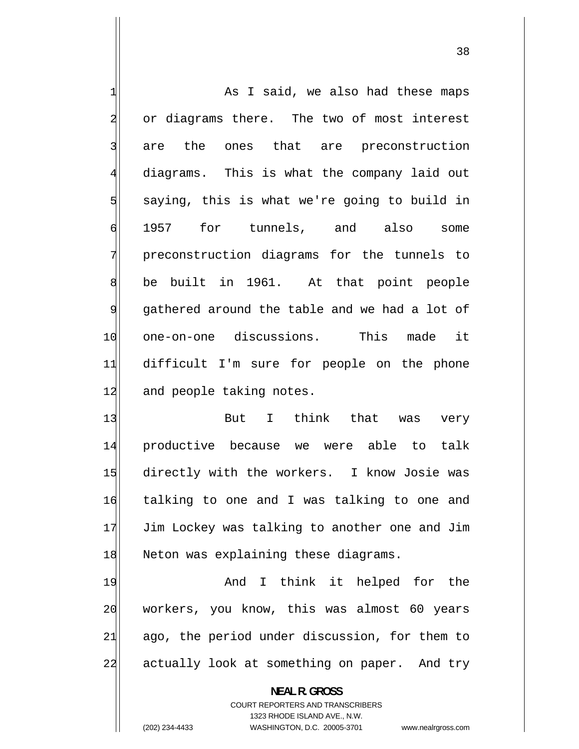As I said, we also had these maps or diagrams there. The two of most interest are the ones that are preconstruction diagrams. This is what the company laid out saying, this is what we're going to build in 1957 for tunnels, and also some preconstruction diagrams for the tunnels to be built in 1961. At that point people gathered around the table and we had a lot of one-on-one discussions. This made it difficult I'm sure for people on the phone and people taking notes.

But I think that was very productive because we were able to talk directly with the workers. I know Josie was talking to one and I was talking to one and Jim Lockey was talking to another one and Jim Neton was explaining these diagrams.

And I think it helped for the workers, you know, this was almost 60 years ago, the period under discussion, for them to actually look at something on paper. And try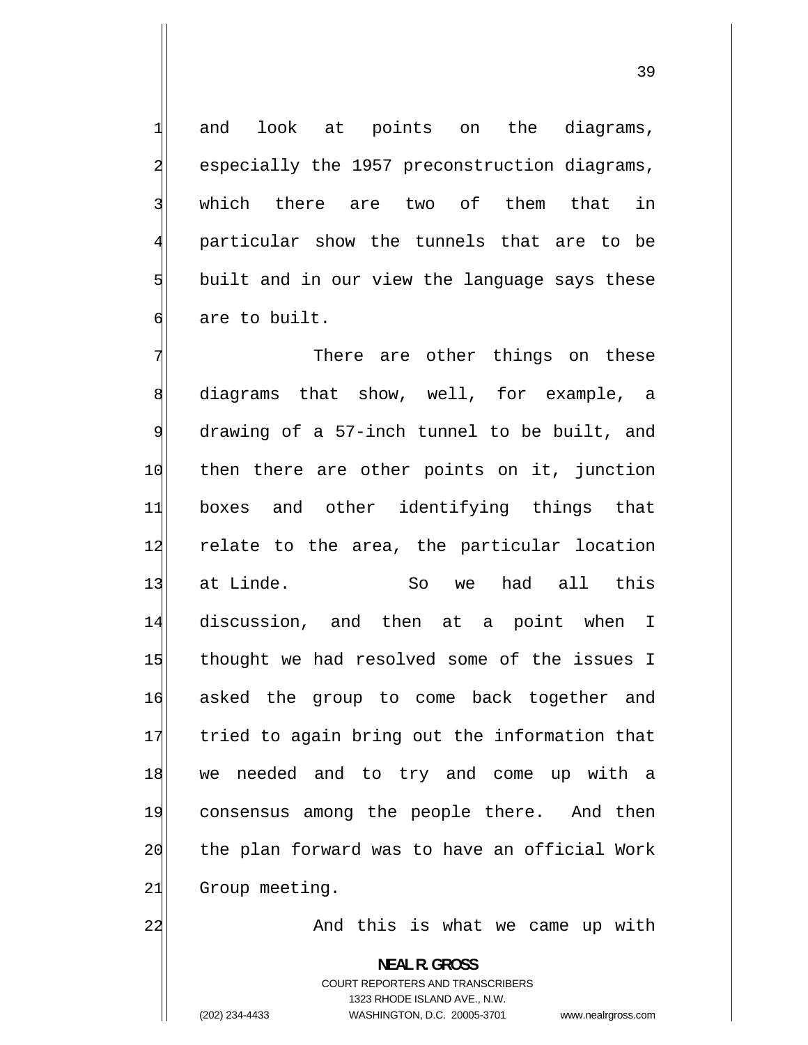and look at points on the diagrams, especially the 1957 preconstruction diagrams, which there are two of them that in particular show the tunnels that are to be built and in our view the language says these are to built.

There are other things on these diagrams that show, well, for example, a drawing of a 57-inch tunnel to be built, and then there are other points on it, junction boxes and other identifying things that relate to the area, the particular location at Linde. So we had all this discussion, and then at a point when I thought we had resolved some of the issues I asked the group to come back together and tried to again bring out the information that we needed and to try and come up with a consensus among the people there. And then the plan forward was to have an official Work Group meeting.

And this is what we came up with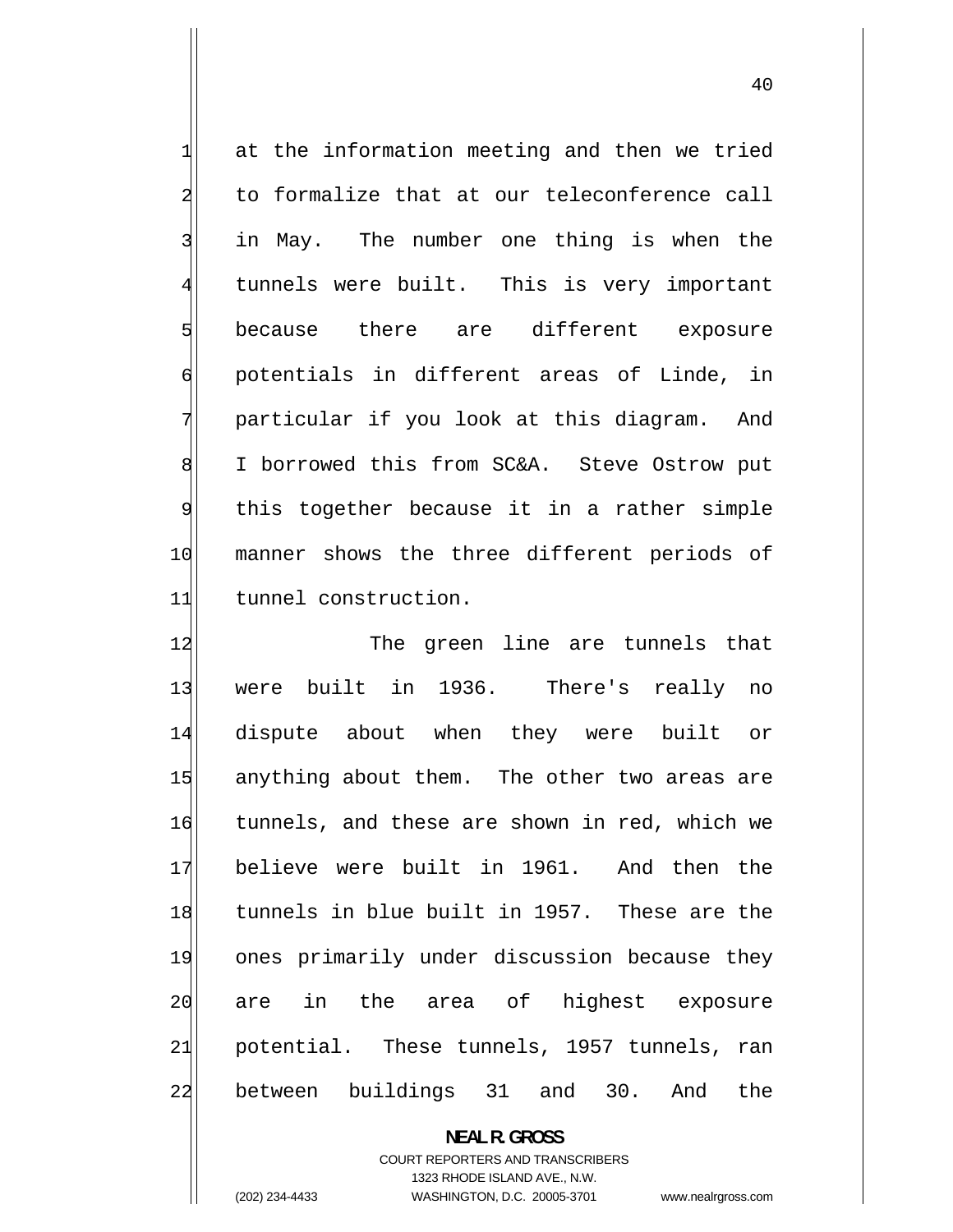at the information meeting and then we tried to formalize that at our teleconference call in May. The number one thing is when the tunnels were built. This is very important because there are different exposure potentials in different areas of Linde, in particular if you look at this diagram. And I borrowed this from SC&A. Steve Ostrow put this together because it in a rather simple manner shows the three different periods of tunnel construction.

The green line are tunnels that were built in 1936. There's really no dispute about when they were built or anything about them. The other two areas are tunnels, and these are shown in red, which we believe were built in 1961. And then the tunnels in blue built in 1957. These are the ones primarily under discussion because they are in the area of highest exposure potential. These tunnels, 1957 tunnels, ran between buildings 31 and 30. And the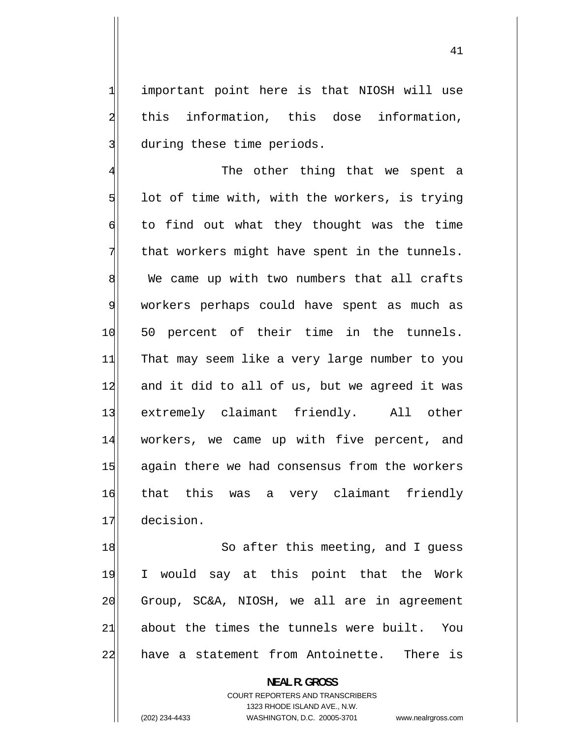important point here is that NIOSH will use this information, this dose information, during these time periods.

The other thing that we spent a lot of time with, with the workers, is trying to find out what they thought was the time that workers might have spent in the tunnels. We came up with two numbers that all crafts workers perhaps could have spent as much as 50 percent of their time in the tunnels. That may seem like a very large number to you and it did to all of us, but we agreed it was extremely claimant friendly. All other workers, we came up with five percent, and again there we had consensus from the workers that this was a very claimant friendly decision.

So after this meeting, and I guess I would say at this point that the Work Group, SC&A, NIOSH, we all are in agreement about the times the tunnels were built. You have a statement from Antoinette. There is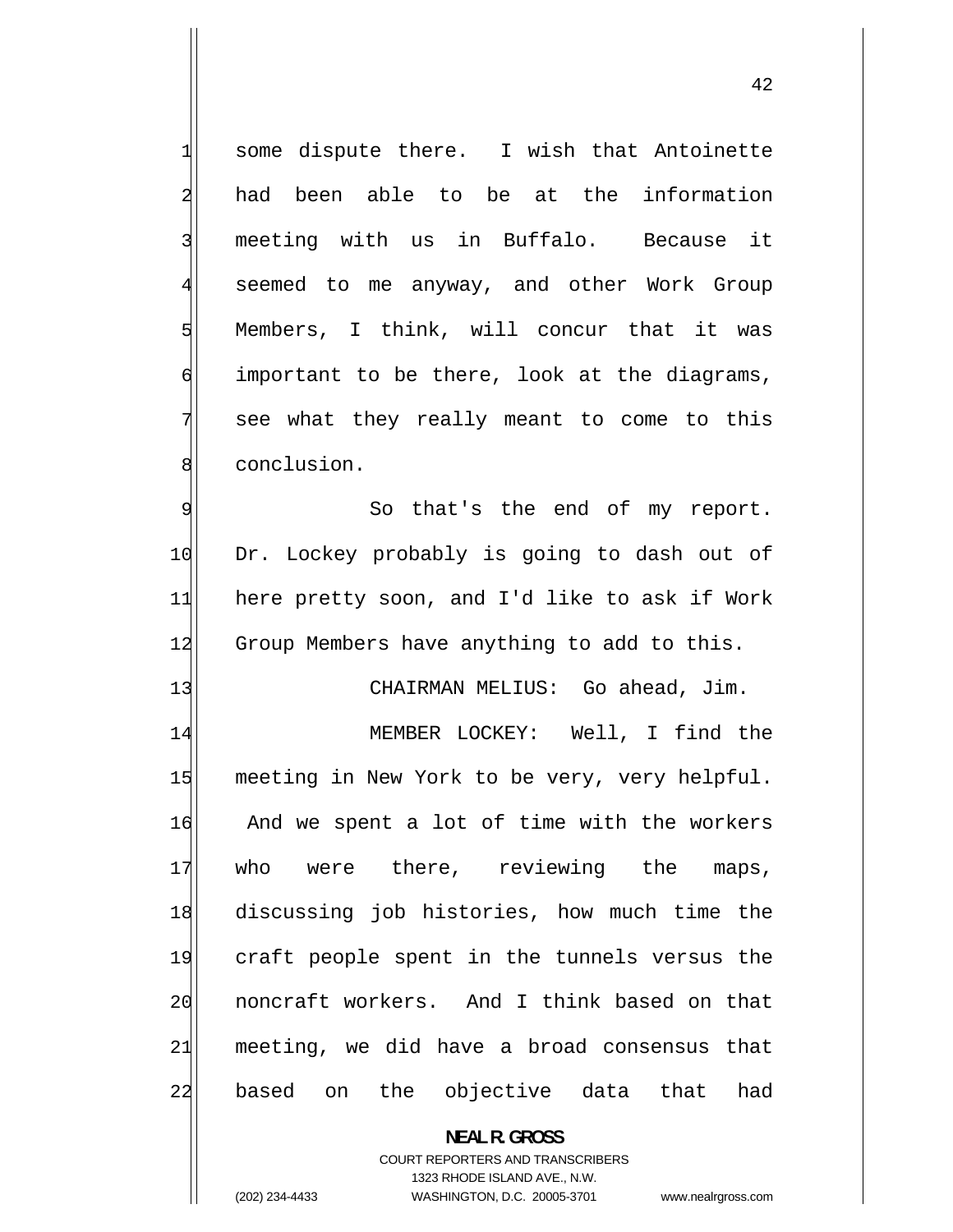some dispute there. I wish that Antoinette had been able to be at the information meeting with us in Buffalo. Because it seemed to me anyway, and other Work Group Members, I think, will concur that it was important to be there, look at the diagrams, see what they really meant to come to this conclusion.

So that's the end of my report. Dr. Lockey probably is going to dash out of here pretty soon, and I'd like to ask if Work Group Members have anything to add to this.

CHAIRMAN MELIUS: Go ahead, Jim.

MEMBER LOCKEY: Well, I find the meeting in New York to be very, very helpful. And we spent a lot of time with the workers who were there, reviewing the maps, discussing job histories, how much time the craft people spent in the tunnels versus the noncraft workers. And I think based on that meeting, we did have a broad consensus that based on the objective data that had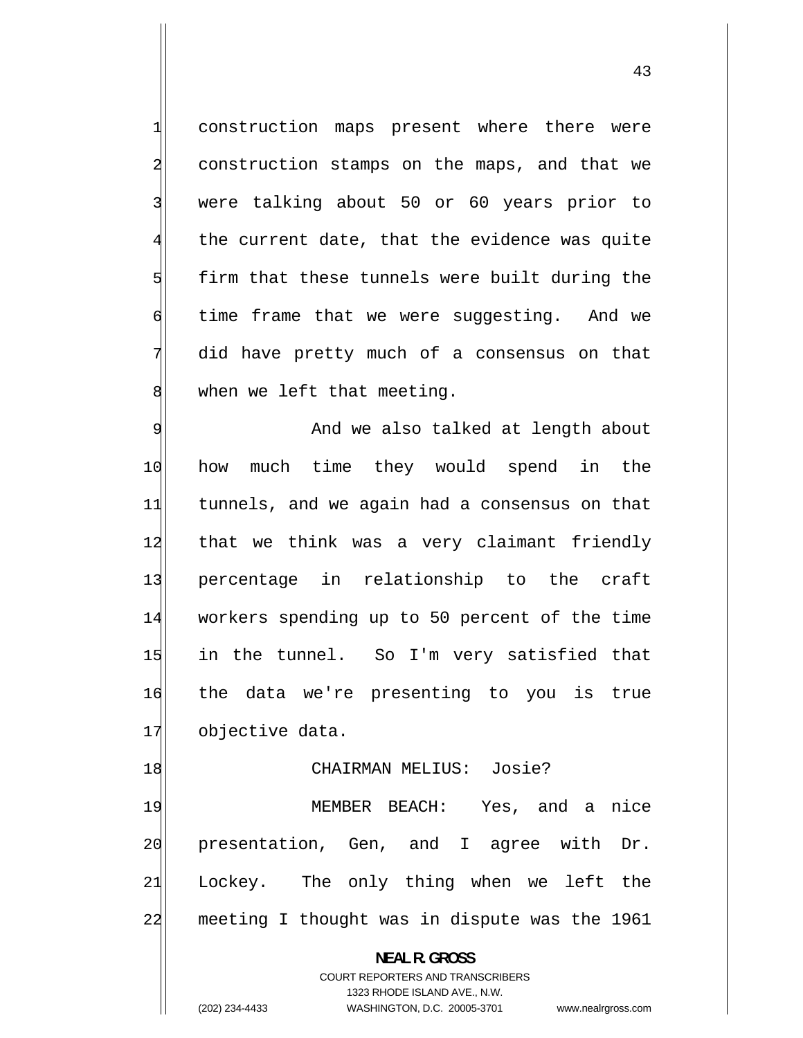construction maps present where there were construction stamps on the maps, and that we were talking about 50 or 60 years prior to the current date, that the evidence was quite firm that these tunnels were built during the time frame that we were suggesting. And we did have pretty much of a consensus on that when we left that meeting.

And we also talked at length about how much time they would spend in the tunnels, and we again had a consensus on that that we think was a very claimant friendly percentage in relationship to the craft workers spending up to 50 percent of the time in the tunnel. So I'm very satisfied that the data we're presenting to you is true objective data.

CHAIRMAN MELIUS: Josie?

MEMBER BEACH: Yes, and a nice presentation, Gen, and I agree with Dr. Lockey. The only thing when we left the meeting I thought was in dispute was the 1961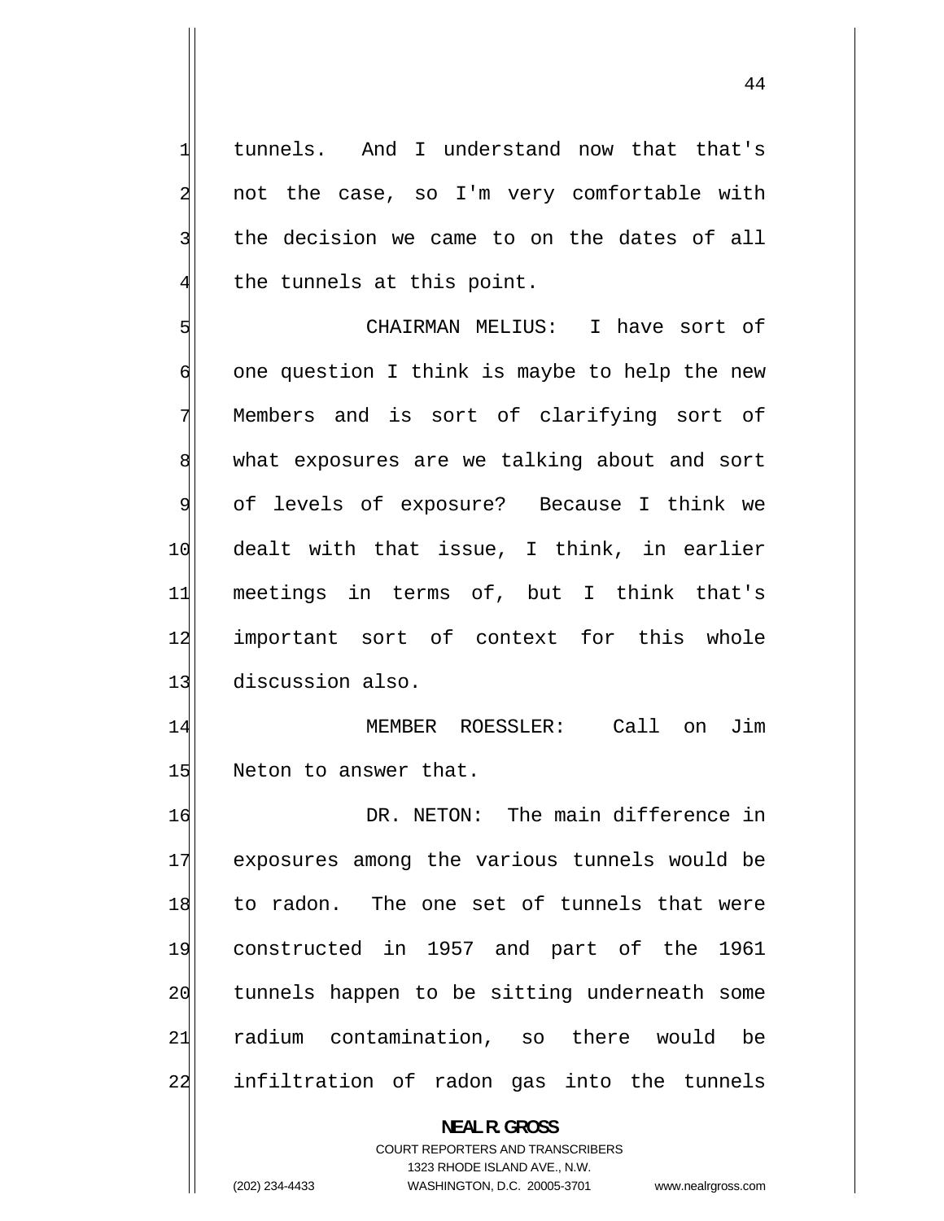tunnels. And I understand now that that's not the case, so I'm very comfortable with the decision we came to on the dates of all the tunnels at this point.

CHAIRMAN MELIUS: I have sort of one question I think is maybe to help the new Members and is sort of clarifying sort of what exposures are we talking about and sort of levels of exposure? Because I think we dealt with that issue, I think, in earlier meetings in terms of, but I think that's important sort of context for this whole discussion also.

MEMBER ROESSLER: Call on Jim Neton to answer that.

DR. NETON: The main difference in exposures among the various tunnels would be to radon. The one set of tunnels that were constructed in 1957 and part of the 1961 tunnels happen to be sitting underneath some radium contamination, so there would be infiltration of radon gas into the tunnels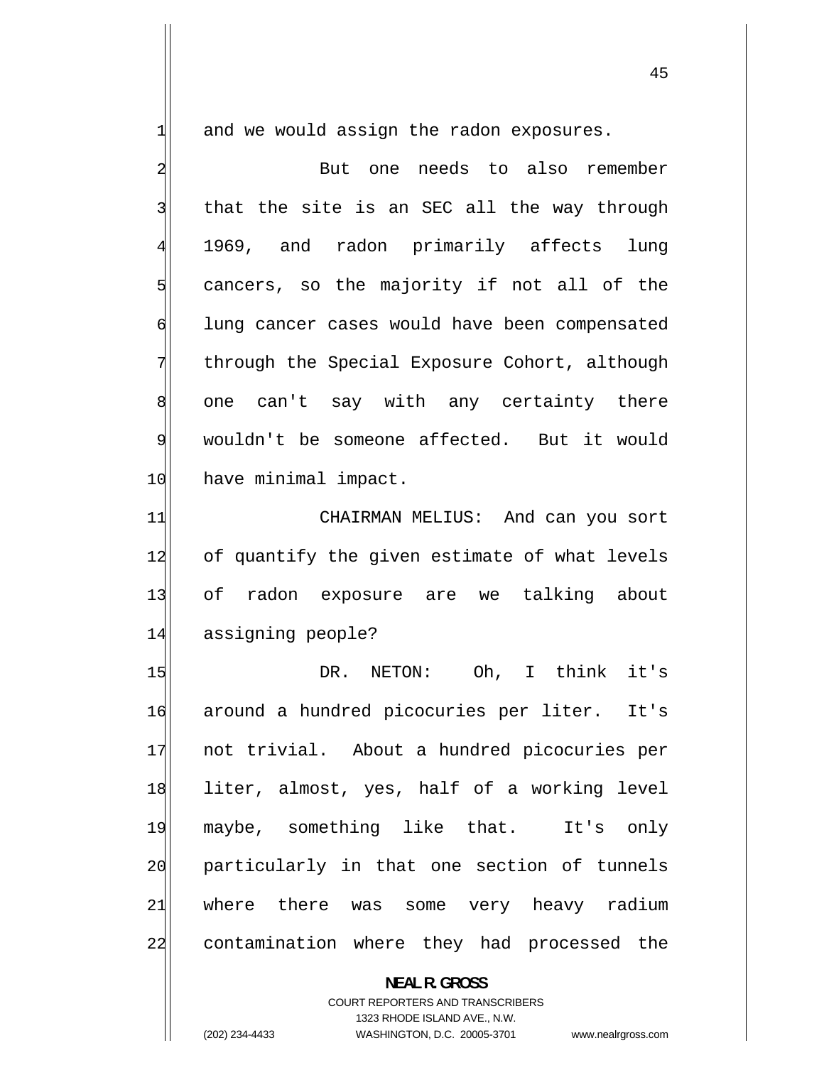and we would assign the radon exposures.

But one needs to also remember that the site is an SEC all the way through 1969, and radon primarily affects lung cancers, so the majority if not all of the lung cancer cases would have been compensated through the Special Exposure Cohort, although one can't say with any certainty there wouldn't be someone affected. But it would have minimal impact.

CHAIRMAN MELIUS: And can you sort of quantify the given estimate of what levels of radon exposure are we talking about assigning people?

DR. NETON: Oh, I think it's around a hundred picocuries per liter. It's not trivial. About a hundred picocuries per liter, almost, yes, half of a working level maybe, something like that. It's only particularly in that one section of tunnels where there was some very heavy radium contamination where they had processed the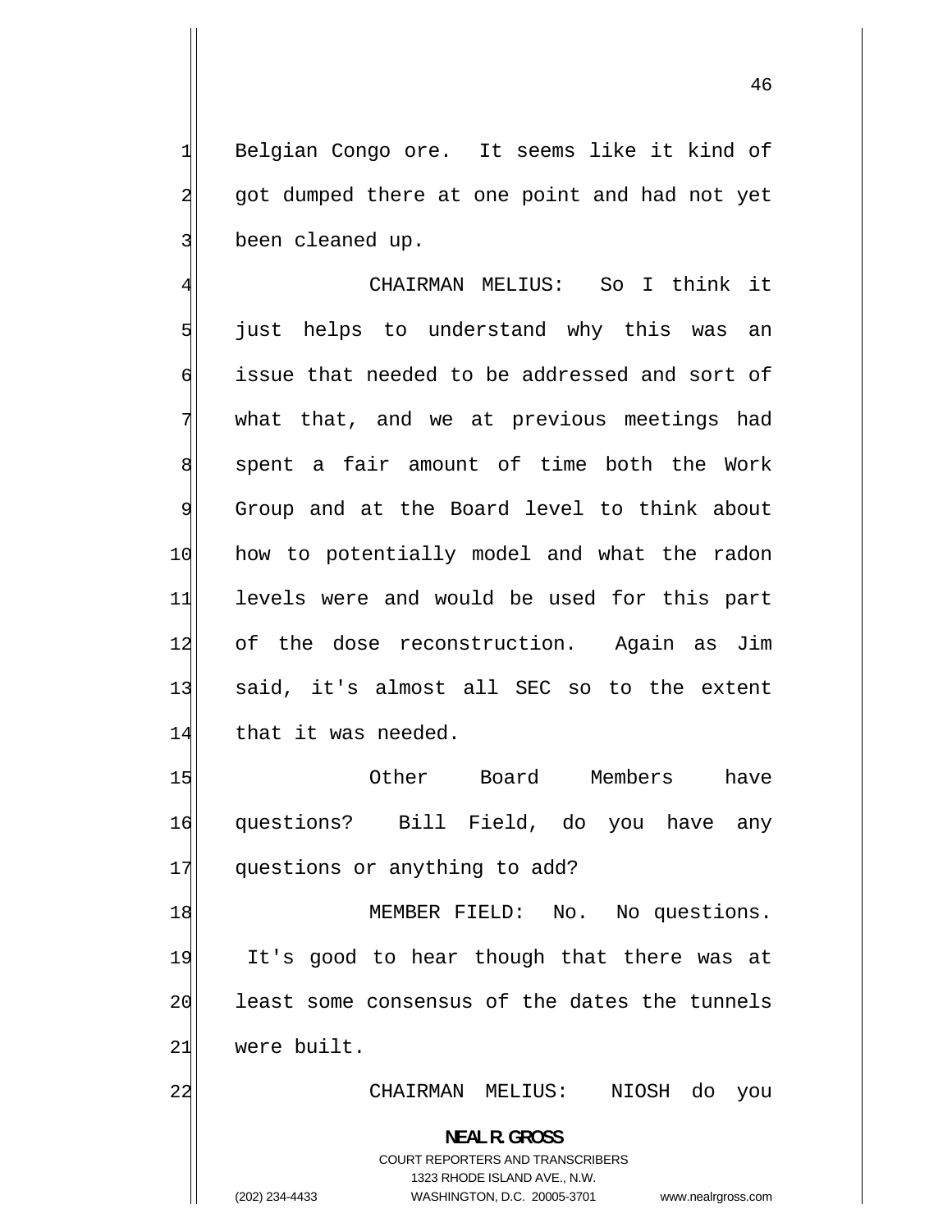Belgian Congo ore. It seems like it kind of got dumped there at one point and had not yet been cleaned up.

CHAIRMAN MELIUS: So I think it just helps to understand why this was an issue that needed to be addressed and sort of what that, and we at previous meetings had spent a fair amount of time both the Work Group and at the Board level to think about how to potentially model and what the radon levels were and would be used for this part of the dose reconstruction. Again as Jim said, it's almost all SEC so to the extent that it was needed.

Other Board Members have questions? Bill Field, do you have any questions or anything to add?

MEMBER FIELD: No. No questions. It's good to hear though that there was at least some consensus of the dates the tunnels were built.

CHAIRMAN MELIUS: NIOSH do you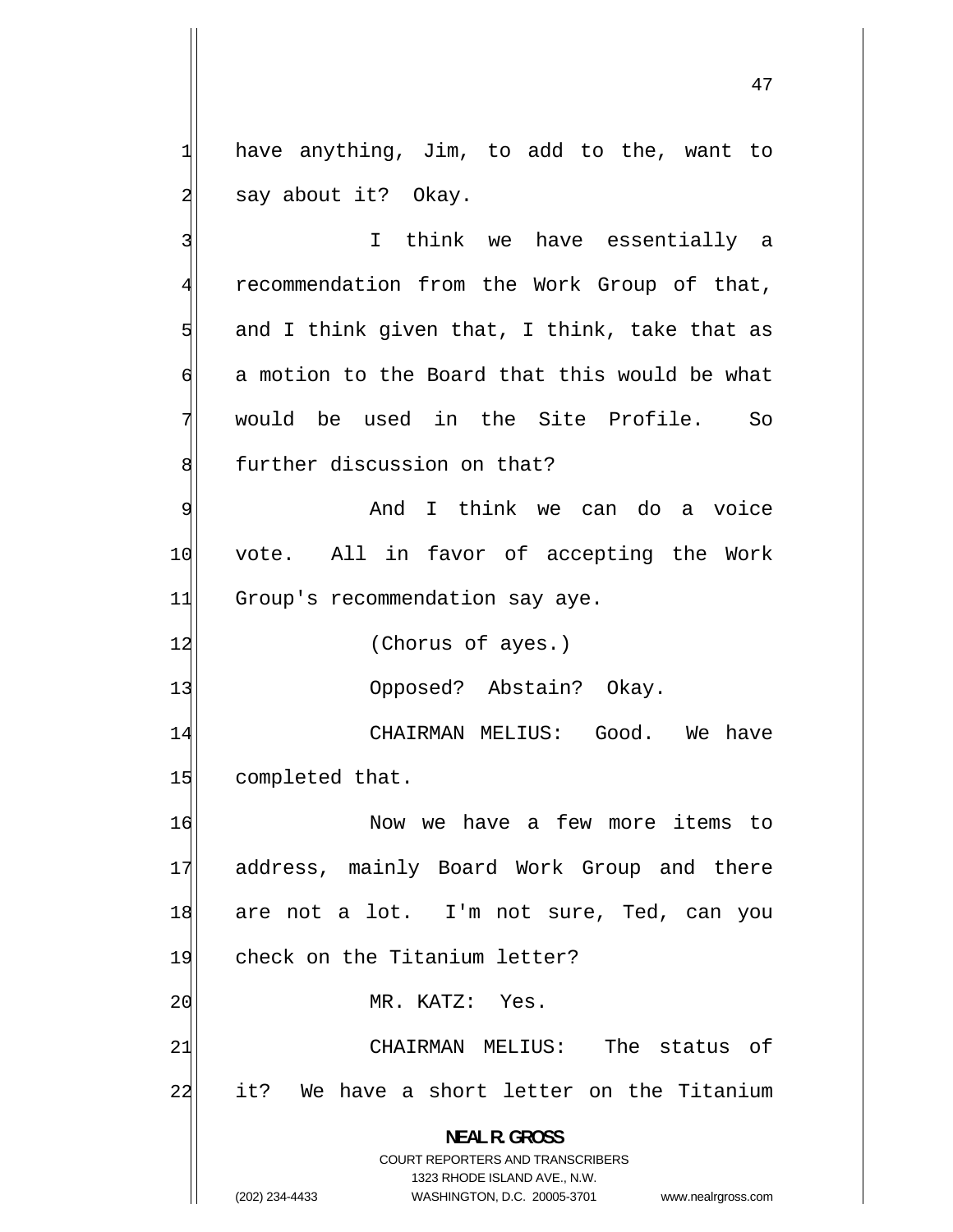have anything, Jim, to add to the, want to say about it? Okay.

I think we have essentially a recommendation from the Work Group of that, and I think given that, I think, take that as a motion to the Board that this would be what would be used in the Site Profile. So further discussion on that?

And I think we can do a voice vote. All in favor of accepting the Work Group's recommendation say aye.

(Chorus of ayes.)

Opposed? Abstain? Okay.

CHAIRMAN MELIUS: Good. We have completed that.

Now we have a few more items to address, mainly Board Work Group and there are not a lot. I'm not sure, Ted, can you check on the Titanium letter?

MR. KATZ: Yes.

CHAIRMAN MELIUS: The status of it? We have a short letter on the Titanium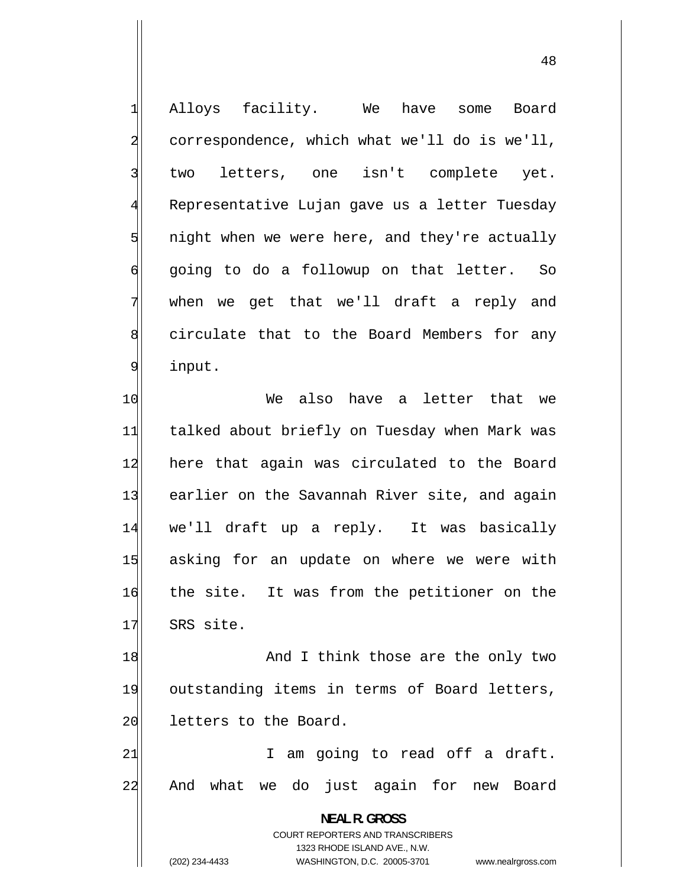Alloys facility. We have some Board correspondence, which what we'll do is we'll, two letters, one isn't complete yet. Representative Lujan gave us a letter Tuesday night when we were here, and they're actually going to do a followup on that letter. So when we get that we'll draft a reply and circulate that to the Board Members for any input.

We also have a letter that we talked about briefly on Tuesday when Mark was here that again was circulated to the Board earlier on the Savannah River site, and again we'll draft up a reply. It was basically asking for an update on where we were with the site. It was from the petitioner on the SRS site.

And I think those are the only two outstanding items in terms of Board letters, letters to the Board.

I am going to read off a draft. And what we do just again for new Board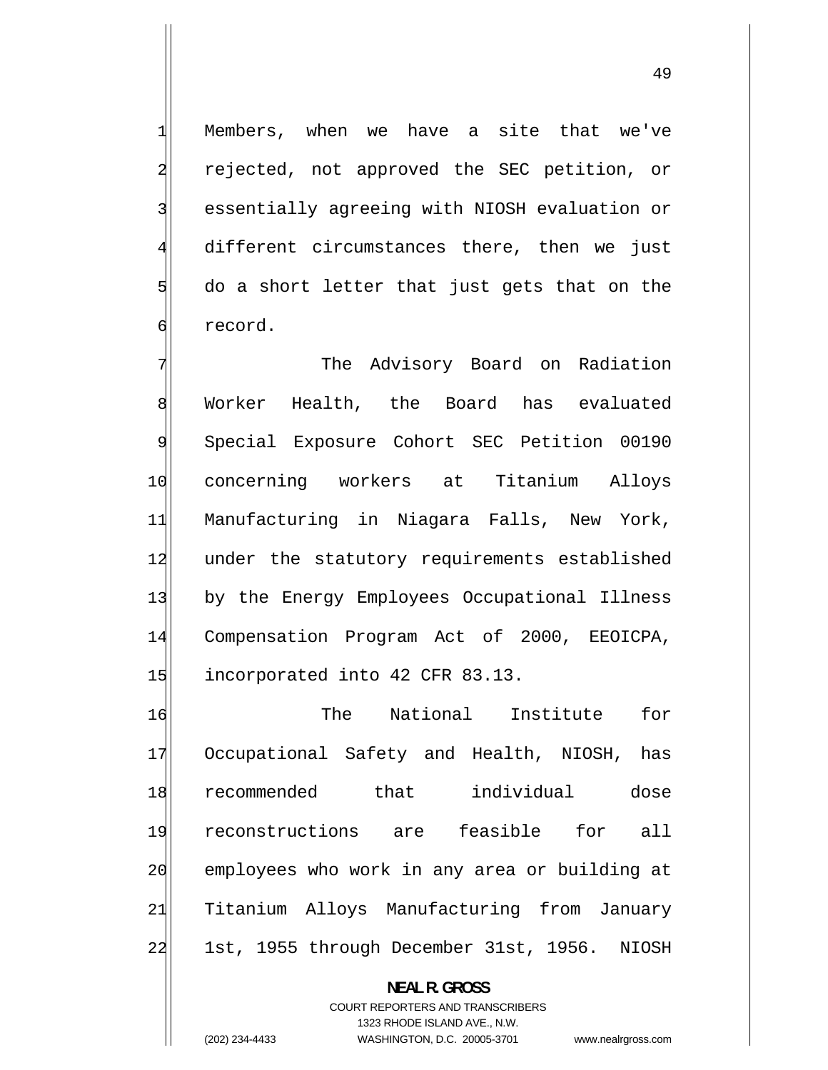Members, when we have a site that we've rejected, not approved the SEC petition, or essentially agreeing with NIOSH evaluation or different circumstances there, then we just do a short letter that just gets that on the record.

The Advisory Board on Radiation Worker Health, the Board has evaluated Special Exposure Cohort SEC Petition 00190 concerning workers at Titanium Alloys Manufacturing in Niagara Falls, New York, under the statutory requirements established by the Energy Employees Occupational Illness Compensation Program Act of 2000, EEOICPA, incorporated into 42 CFR 83.13.

The National Institute for Occupational Safety and Health, NIOSH, has recommended that individual dose reconstructions are feasible for all employees who work in any area or building at Titanium Alloys Manufacturing from January 1st, 1955 through December 31st, 1956. NIOSH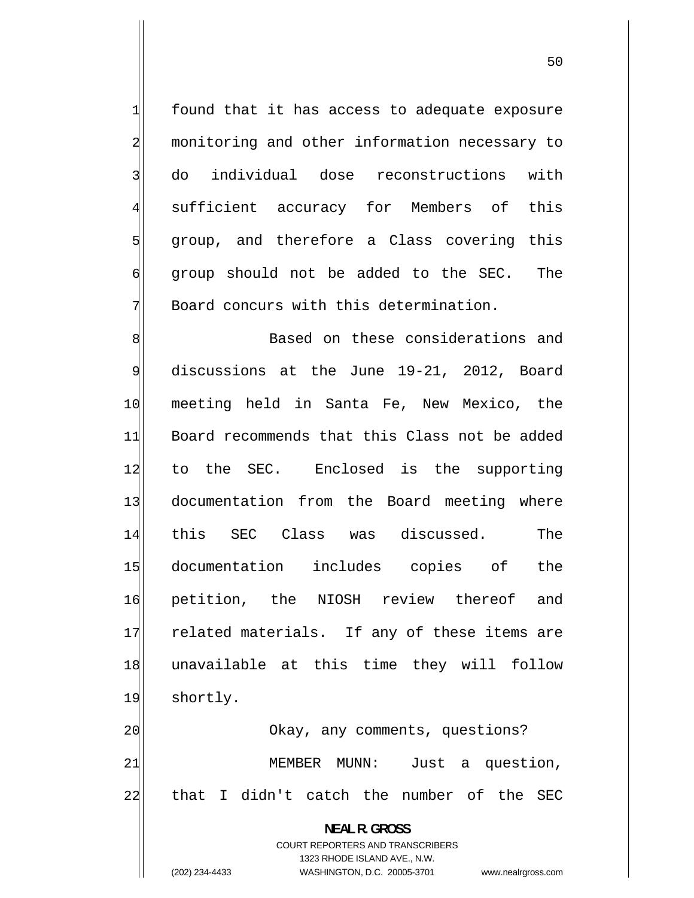found that it has access to adequate exposure monitoring and other information necessary to do individual dose reconstructions with sufficient accuracy for Members of this group, and therefore a Class covering this group should not be added to the SEC. The Board concurs with this determination.

Based on these considerations and discussions at the June 19-21, 2012, Board meeting held in Santa Fe, New Mexico, the Board recommends that this Class not be added to the SEC. Enclosed is the supporting documentation from the Board meeting where this SEC Class was discussed. The documentation includes copies of the petition, the NIOSH review thereof and related materials. If any of these items are unavailable at this time they will follow shortly.

Okay, any comments, questions?

MEMBER MUNN: Just a question, that I didn't catch the number of the SEC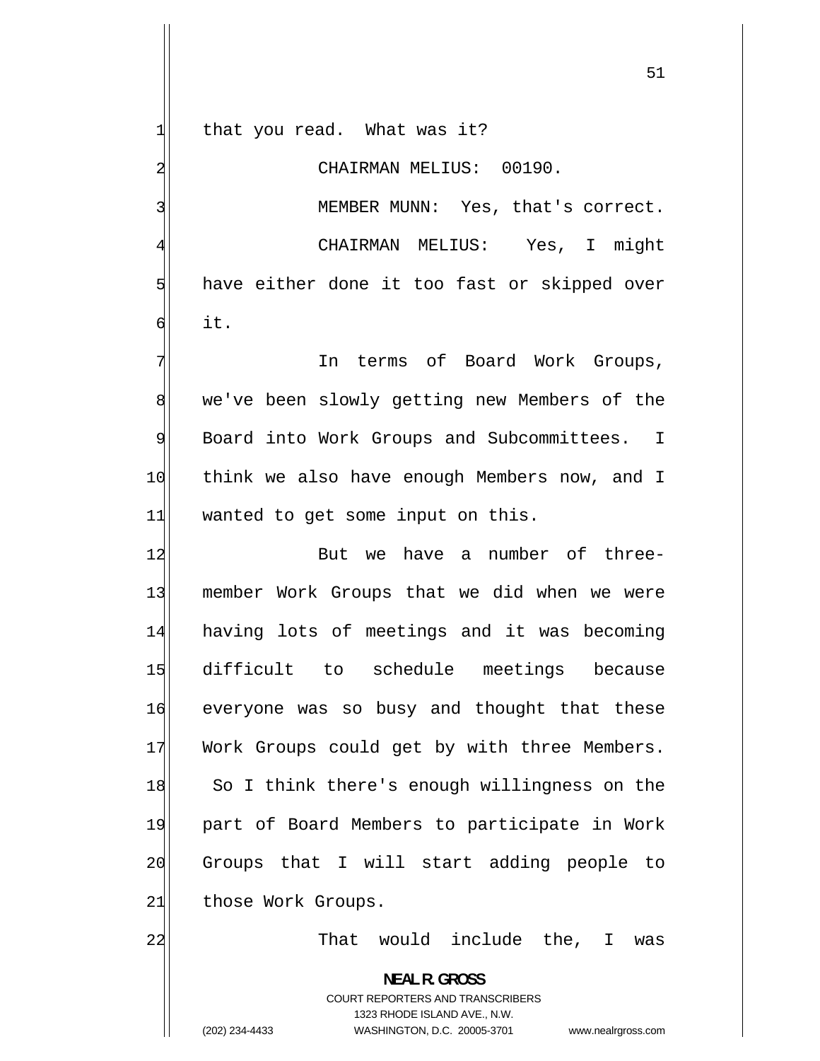that you read. What was it?

CHAIRMAN MELIUS: 00190.

MEMBER MUNN: Yes, that's correct.

CHAIRMAN MELIUS: Yes, I might have either done it too fast or skipped over it.

In terms of Board Work Groups, we've been slowly getting new Members of the Board into Work Groups and Subcommittees. I think we also have enough Members now, and I wanted to get some input on this.

But we have a number of three-member Work Groups that we did when we were having lots of meetings and it was becoming difficult to schedule meetings because everyone was so busy and thought that these Work Groups could get by with three Members. So I think there's enough willingness on the part of Board Members to participate in Work Groups that I will start adding people to those Work Groups.

That would include the, I was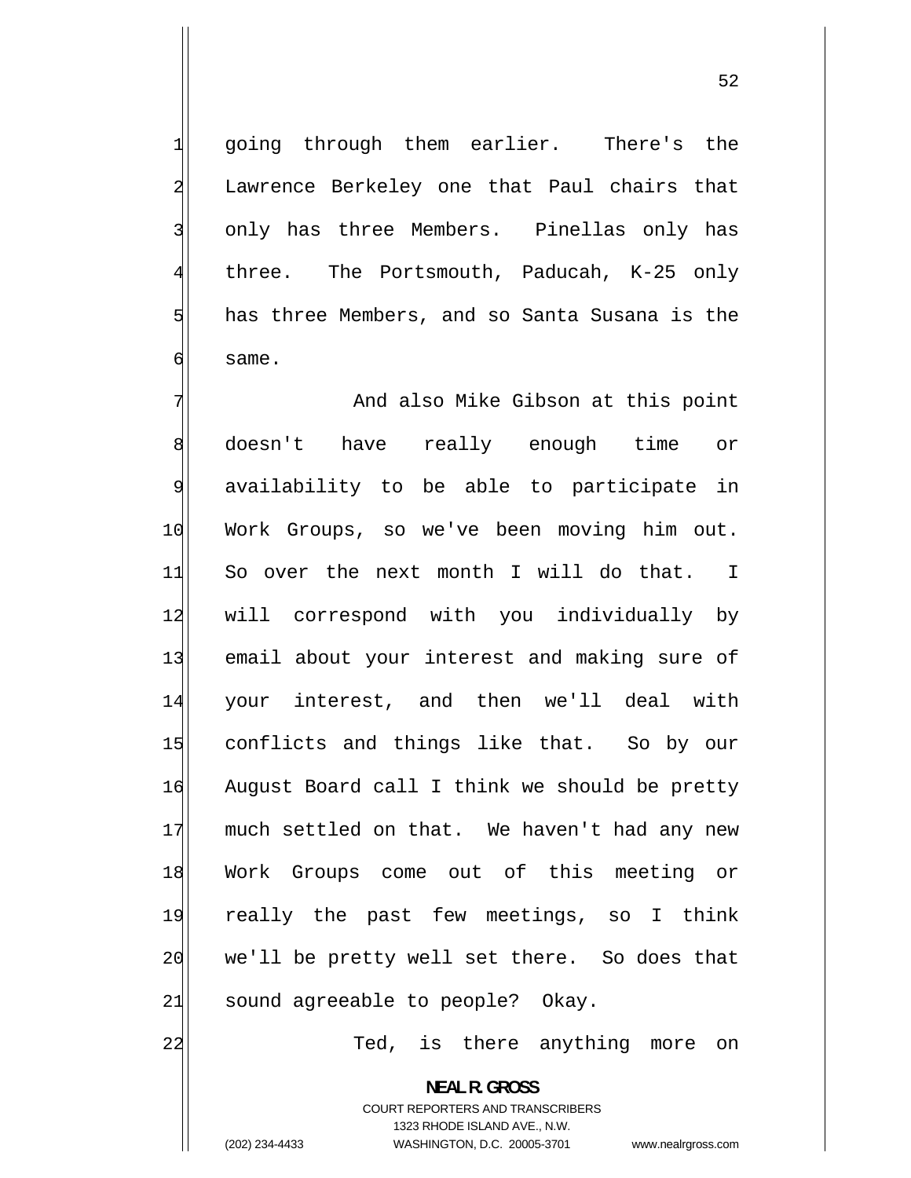going through them earlier. There's the Lawrence Berkeley one that Paul chairs that only has three Members. Pinellas only has three. The Portsmouth, Paducah, K-25 only has three Members, and so Santa Susana is the same.

And also Mike Gibson at this point doesn't have really enough time or availability to be able to participate in Work Groups, so we've been moving him out. So over the next month I will do that. I will correspond with you individually by email about your interest and making sure of your interest, and then we'll deal with conflicts and things like that. So by our August Board call I think we should be pretty much settled on that. We haven't had any new Work Groups come out of this meeting or really the past few meetings, so I think we'll be pretty well set there. So does that sound agreeable to people? Okay.

Ted, is there anything more on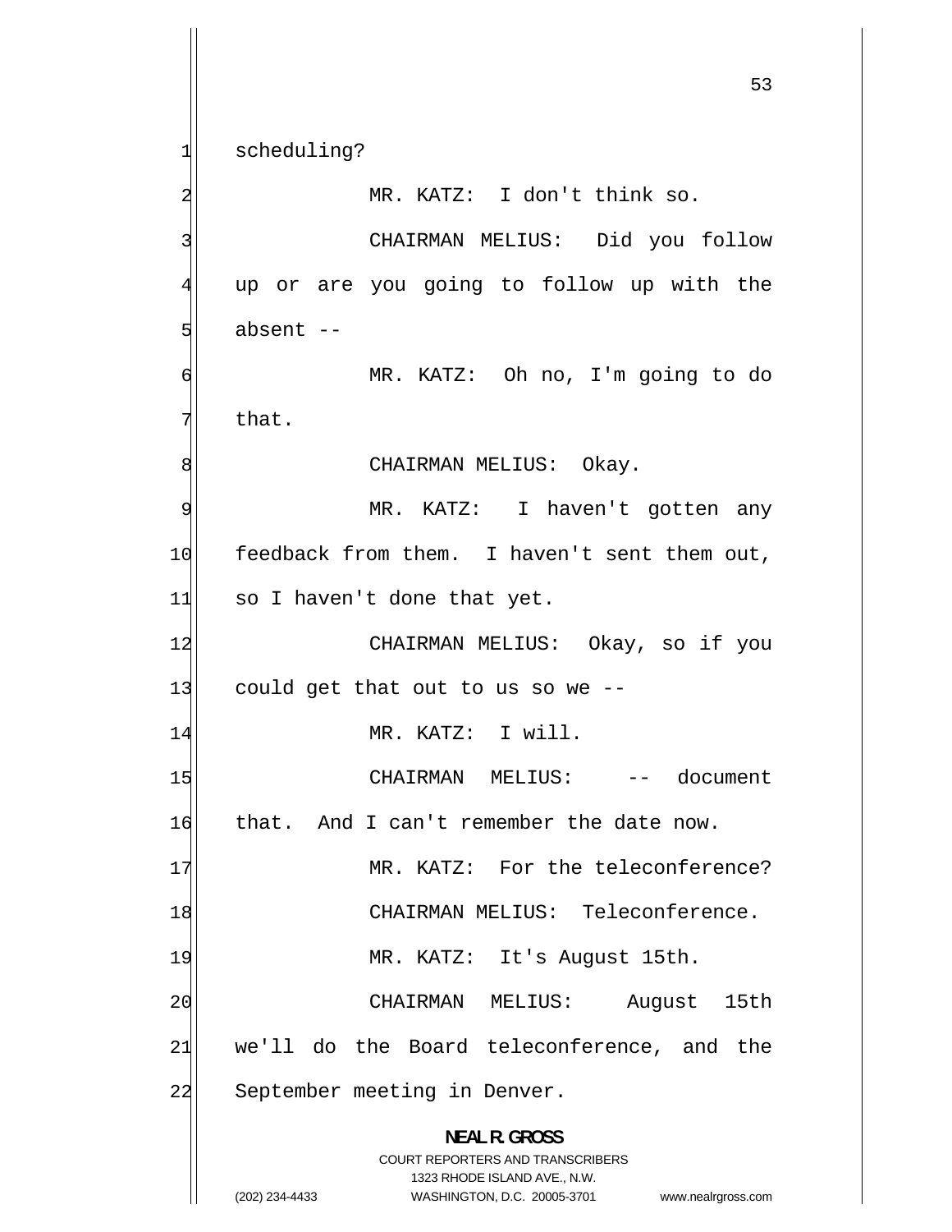scheduling?

MR. KATZ: I don't think so.

CHAIRMAN MELIUS: Did you follow up or are you going to follow up with the absent --

MR. KATZ: Oh no, I'm going to do that.

CHAIRMAN MELIUS: Okay.

MR. KATZ: I haven't gotten any feedback from them. I haven't sent them out, so I haven't done that yet.

CHAIRMAN MELIUS: Okay, so if you could get that out to us so we --

MR. KATZ: I will.

CHAIRMAN MELIUS: -- document that. And I can't remember the date now.

MR. KATZ: For the teleconference?

CHAIRMAN MELIUS: Teleconference.

MR. KATZ: It's August 15th.

CHAIRMAN MELIUS: August 15th we'll do the Board teleconference, and the September meeting in Denver.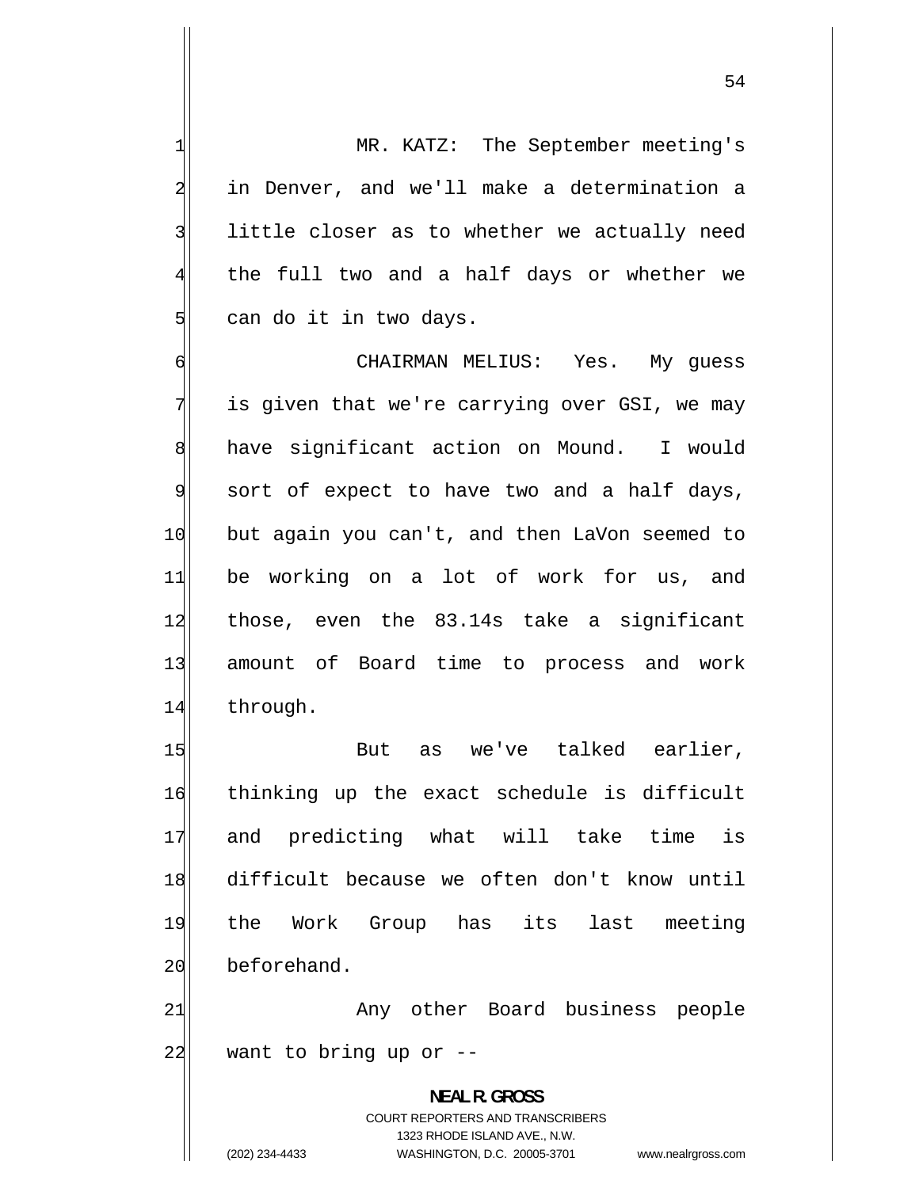MR. KATZ: The September meeting's in Denver, and we'll make a determination a little closer as to whether we actually need the full two and a half days or whether we can do it in two days.

CHAIRMAN MELIUS: Yes. My guess is given that we're carrying over GSI, we may have significant action on Mound. I would sort of expect to have two and a half days, but again you can't, and then LaVon seemed to be working on a lot of work for us, and those, even the 83.14s take a significant amount of Board time to process and work through.

But as we've talked earlier, thinking up the exact schedule is difficult and predicting what will take time is difficult because we often don't know until the Work Group has its last meeting beforehand.

Any other Board business people want to bring up or --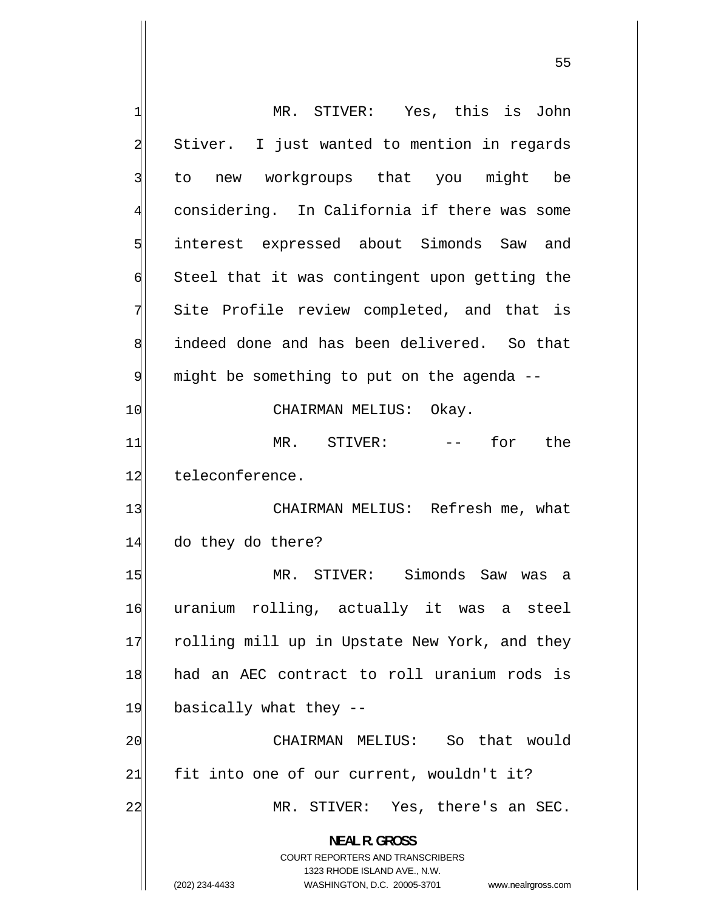MR. STIVER: Yes, this is John Stiver. I just wanted to mention in regards to new workgroups that you might be considering. In California if there was some interest expressed about Simonds Saw and Steel that it was contingent upon getting the Site Profile review completed, and that is indeed done and has been delivered. So that might be something to put on the agenda --

CHAIRMAN MELIUS: Okay.

MR. STIVER: -- for the teleconference.

CHAIRMAN MELIUS: Refresh me, what do they do there?

MR. STIVER: Simonds Saw was a uranium rolling, actually it was a steel rolling mill up in Upstate New York, and they had an AEC contract to roll uranium rods is basically what they --

CHAIRMAN MELIUS: So that would fit into one of our current, wouldn't it?

MR. STIVER: Yes, there's an SEC.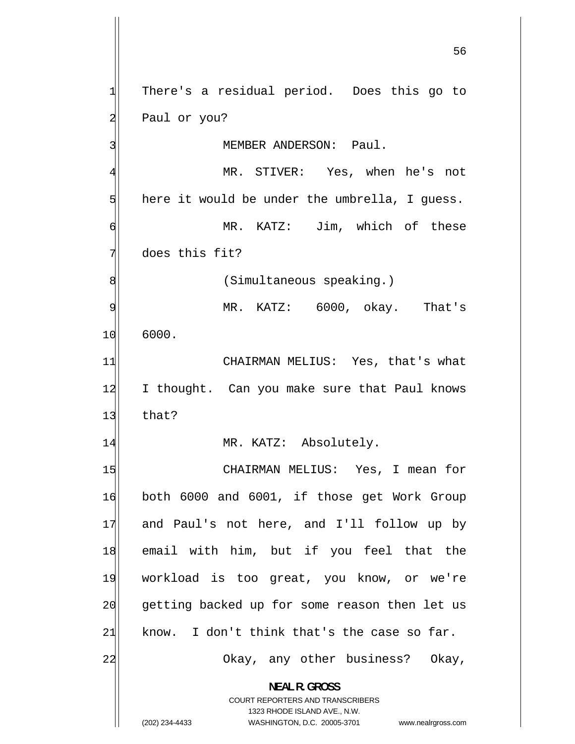There's a residual period. Does this go to Paul or you?

MEMBER ANDERSON: Paul.

MR. STIVER: Yes, when he's not here it would be under the umbrella, I guess.

MR. KATZ: Jim, which of these does this fit?

(Simultaneous speaking.)

MR. KATZ: 6000, okay. That's 6000.

CHAIRMAN MELIUS: Yes, that's what I thought. Can you make sure that Paul knows that?

MR. KATZ: Absolutely.

CHAIRMAN MELIUS: Yes, I mean for both 6000 and 6001, if those get Work Group and Paul's not here, and I'll follow up by email with him, but if you feel that the workload is too great, you know, or we're getting backed up for some reason then let us know. I don't think that's the case so far.

Okay, any other business? Okay,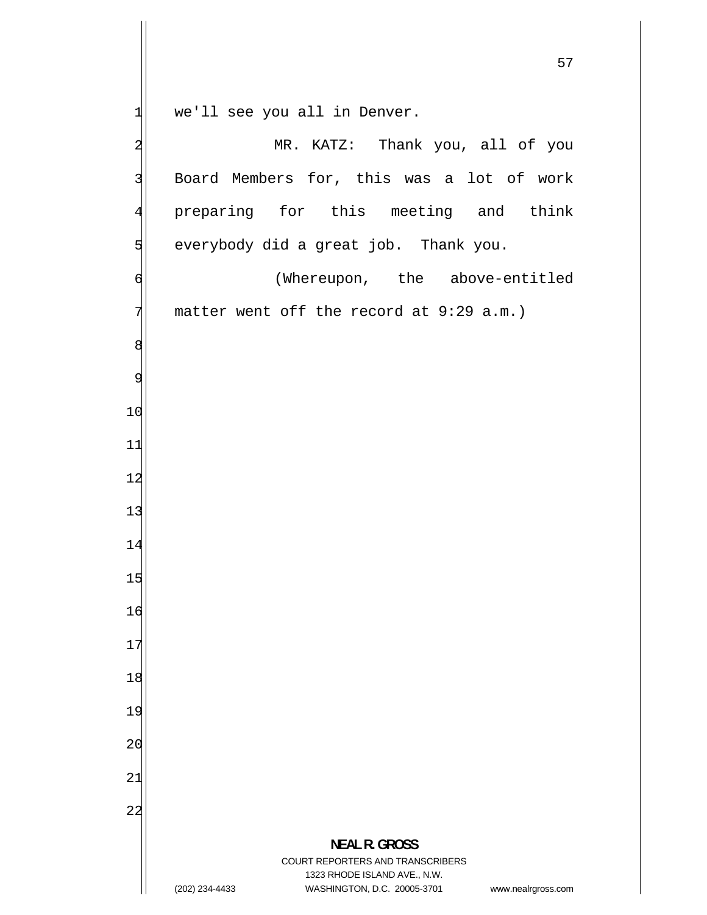we'll see you all in Denver.

MR. KATZ: Thank you, all of you Board Members for, this was a lot of work preparing for this meeting and think everybody did a great job. Thank you.

(Whereupon, the above-entitled matter went off the record at 9:29 a.m.)